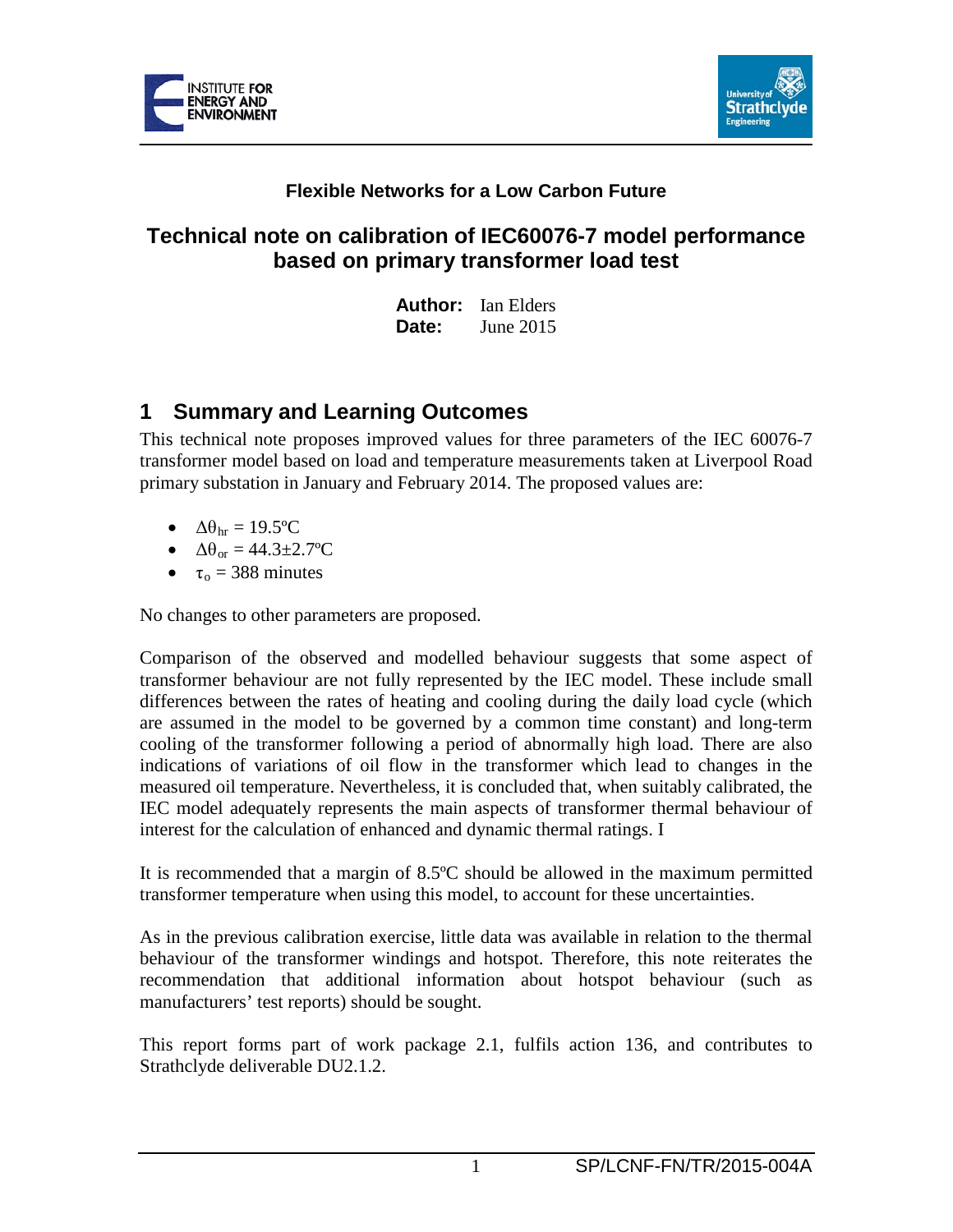**Flexible Networks for a Low Carbon Future**

# Technical note on calibration of IEC60076-7 model performance based on primary transformer load test

**Author:** Ian Elders
**Date:** June 2015

## 1 Summary and Learning Outcomes

This technical note proposes improved values for three parameters of the IEC 60076-7 transformer model based on load and temperature measurements taken at Liverpool Road primary substation in January and February 2014. The proposed values are:

- $\Delta\theta_{hr} = 19.5$ºC
- $\Delta\theta_{or} = 44.3\pm2.7$ºC
- $\tau_o = 388$ minutes

No changes to other parameters are proposed.

Comparison of the observed and modelled behaviour suggests that some aspect of transformer behaviour are not fully represented by the IEC model. These include small differences between the rates of heating and cooling during the daily load cycle (which are assumed in the model to be governed by a common time constant) and long-term cooling of the transformer following a period of abnormally high load. There are also indications of variations of oil flow in the transformer which lead to changes in the measured oil temperature. Nevertheless, it is concluded that, when suitably calibrated, the IEC model adequately represents the main aspects of transformer thermal behaviour of interest for the calculation of enhanced and dynamic thermal ratings. I

It is recommended that a margin of 8.5ºC should be allowed in the maximum permitted transformer temperature when using this model, to account for these uncertainties.

As in the previous calibration exercise, little data was available in relation to the thermal behaviour of the transformer windings and hotspot. Therefore, this note reiterates the recommendation that additional information about hotspot behaviour (such as manufacturers' test reports) should be sought.

This report forms part of work package 2.1, fulfils action 136, and contributes to Strathclyde deliverable DU2.1.2.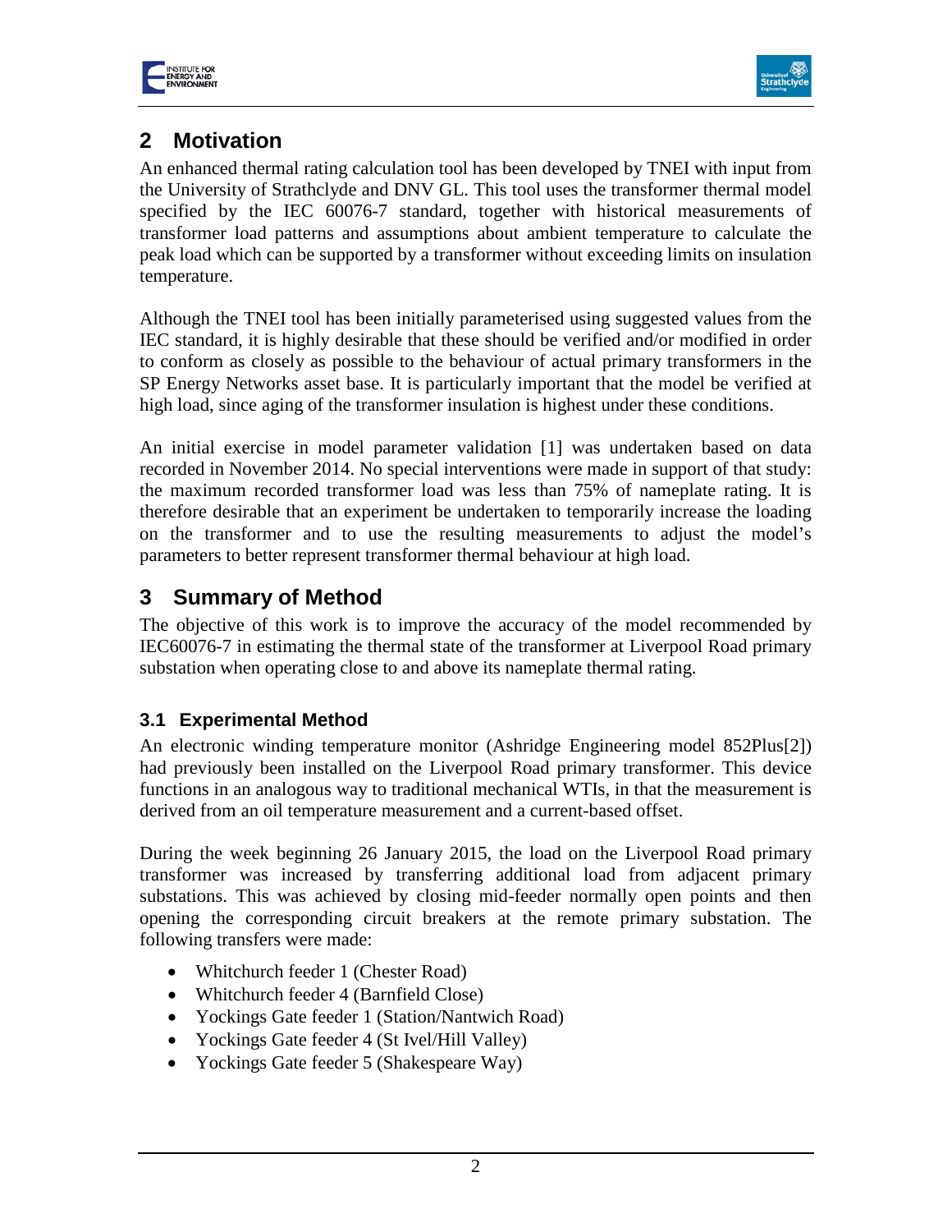## 2 Motivation

An enhanced thermal rating calculation tool has been developed by TNEI with input from the University of Strathclyde and DNV GL. This tool uses the transformer thermal model specified by the IEC 60076-7 standard, together with historical measurements of transformer load patterns and assumptions about ambient temperature to calculate the peak load which can be supported by a transformer without exceeding limits on insulation temperature.

Although the TNEI tool has been initially parameterised using suggested values from the IEC standard, it is highly desirable that these should be verified and/or modified in order to conform as closely as possible to the behaviour of actual primary transformers in the SP Energy Networks asset base. It is particularly important that the model be verified at high load, since aging of the transformer insulation is highest under these conditions.

An initial exercise in model parameter validation [1] was undertaken based on data recorded in November 2014. No special interventions were made in support of that study: the maximum recorded transformer load was less than 75% of nameplate rating. It is therefore desirable that an experiment be undertaken to temporarily increase the loading on the transformer and to use the resulting measurements to adjust the model's parameters to better represent transformer thermal behaviour at high load.

## 3 Summary of Method

The objective of this work is to improve the accuracy of the model recommended by IEC60076-7 in estimating the thermal state of the transformer at Liverpool Road primary substation when operating close to and above its nameplate thermal rating.

### 3.1 Experimental Method

An electronic winding temperature monitor (Ashridge Engineering model 852Plus[2]) had previously been installed on the Liverpool Road primary transformer. This device functions in an analogous way to traditional mechanical WTIs, in that the measurement is derived from an oil temperature measurement and a current-based offset.

During the week beginning 26 January 2015, the load on the Liverpool Road primary transformer was increased by transferring additional load from adjacent primary substations. This was achieved by closing mid-feeder normally open points and then opening the corresponding circuit breakers at the remote primary substation. The following transfers were made:

- Whitchurch feeder 1 (Chester Road)
- Whitchurch feeder 4 (Barnfield Close)
- Yockings Gate feeder 1 (Station/Nantwich Road)
- Yockings Gate feeder 4 (St Ivel/Hill Valley)
- Yockings Gate feeder 5 (Shakespeare Way)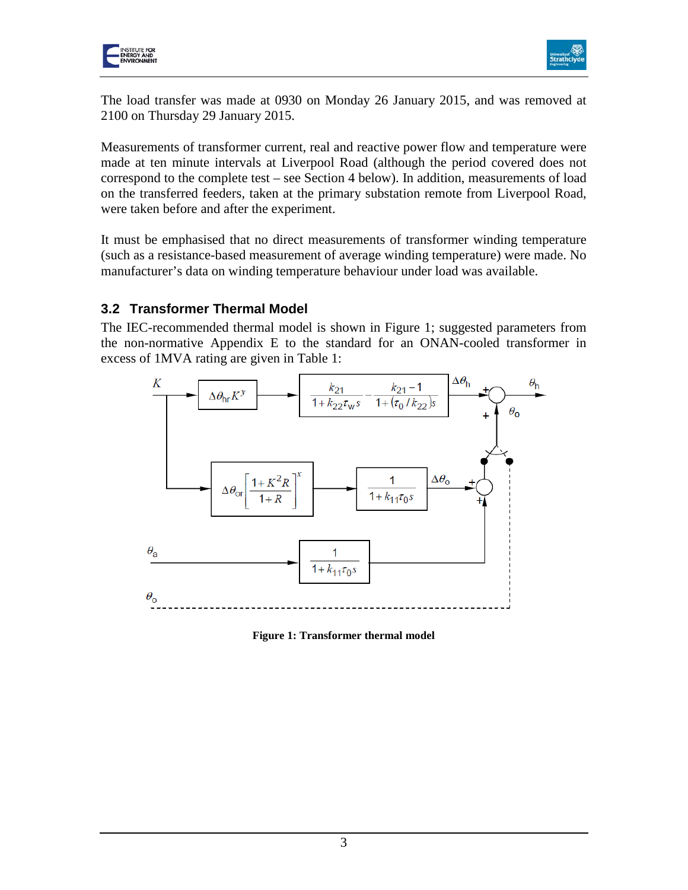The load transfer was made at 0930 on Monday 26 January 2015, and was removed at 2100 on Thursday 29 January 2015.

Measurements of transformer current, real and reactive power flow and temperature were made at ten minute intervals at Liverpool Road (although the period covered does not correspond to the complete test – see Section 4 below). In addition, measurements of load on the transferred feeders, taken at the primary substation remote from Liverpool Road, were taken before and after the experiment.

It must be emphasised that no direct measurements of transformer winding temperature (such as a resistance-based measurement of average winding temperature) were made. No manufacturer's data on winding temperature behaviour under load was available.

## 3.2 Transformer Thermal Model

The IEC-recommended thermal model is shown in Figure 1; suggested parameters from the non-normative Appendix E to the standard for an ONAN-cooled transformer in excess of 1MVA rating are given in Table 1:

**Figure 1: Transformer thermal model**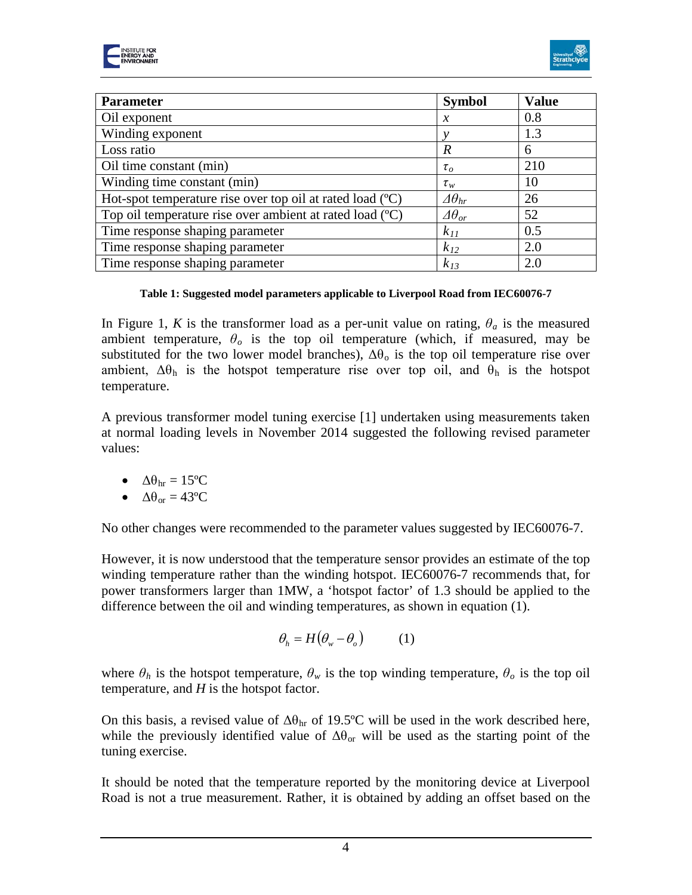| Parameter | Symbol | Value |
|---|---|---|
| Oil exponent | $x$ | 0.8 |
| Winding exponent | $y$ | 1.3 |
| Loss ratio | $R$ | 6 |
| Oil time constant (min) | $\tau_o$ | 210 |
| Winding time constant (min) | $\tau_w$ | 10 |
| Hot-spot temperature rise over top oil at rated load (ºC) | $\Delta\theta_{hr}$ | 26 |
| Top oil temperature rise over ambient at rated load (ºC) | $\Delta\theta_{or}$ | 52 |
| Time response shaping parameter | $k_{11}$ | 0.5 |
| Time response shaping parameter | $k_{12}$ | 2.0 |
| Time response shaping parameter | $k_{13}$ | 2.0 |

**Table 1: Suggested model parameters applicable to Liverpool Road from IEC60076-7**

In Figure 1, $K$ is the transformer load as a per-unit value on rating, $\theta_a$ is the measured ambient temperature, $\theta_o$ is the top oil temperature (which, if measured, may be substituted for the two lower model branches), $\Delta\theta_o$ is the top oil temperature rise over ambient, $\Delta\theta_h$ is the hotspot temperature rise over top oil, and $\theta_h$ is the hotspot temperature.

A previous transformer model tuning exercise [1] undertaken using measurements taken at normal loading levels in November 2014 suggested the following revised parameter values:

- $\Delta\theta_{hr}$ = 15ºC
- $\Delta\theta_{or}$ = 43ºC

No other changes were recommended to the parameter values suggested by IEC60076-7.

However, it is now understood that the temperature sensor provides an estimate of the top winding temperature rather than the winding hotspot. IEC60076-7 recommends that, for power transformers larger than 1MW, a 'hotspot factor' of 1.3 should be applied to the difference between the oil and winding temperatures, as shown in equation (1).

$$\theta_h = H(\theta_w - \theta_o) \qquad (1)$$

where $\theta_h$ is the hotspot temperature, $\theta_w$ is the top winding temperature, $\theta_o$ is the top oil temperature, and $H$ is the hotspot factor.

On this basis, a revised value of $\Delta\theta_{hr}$ of 19.5ºC will be used in the work described here, while the previously identified value of $\Delta\theta_{or}$ will be used as the starting point of the tuning exercise.

It should be noted that the temperature reported by the monitoring device at Liverpool Road is not a true measurement. Rather, it is obtained by adding an offset based on the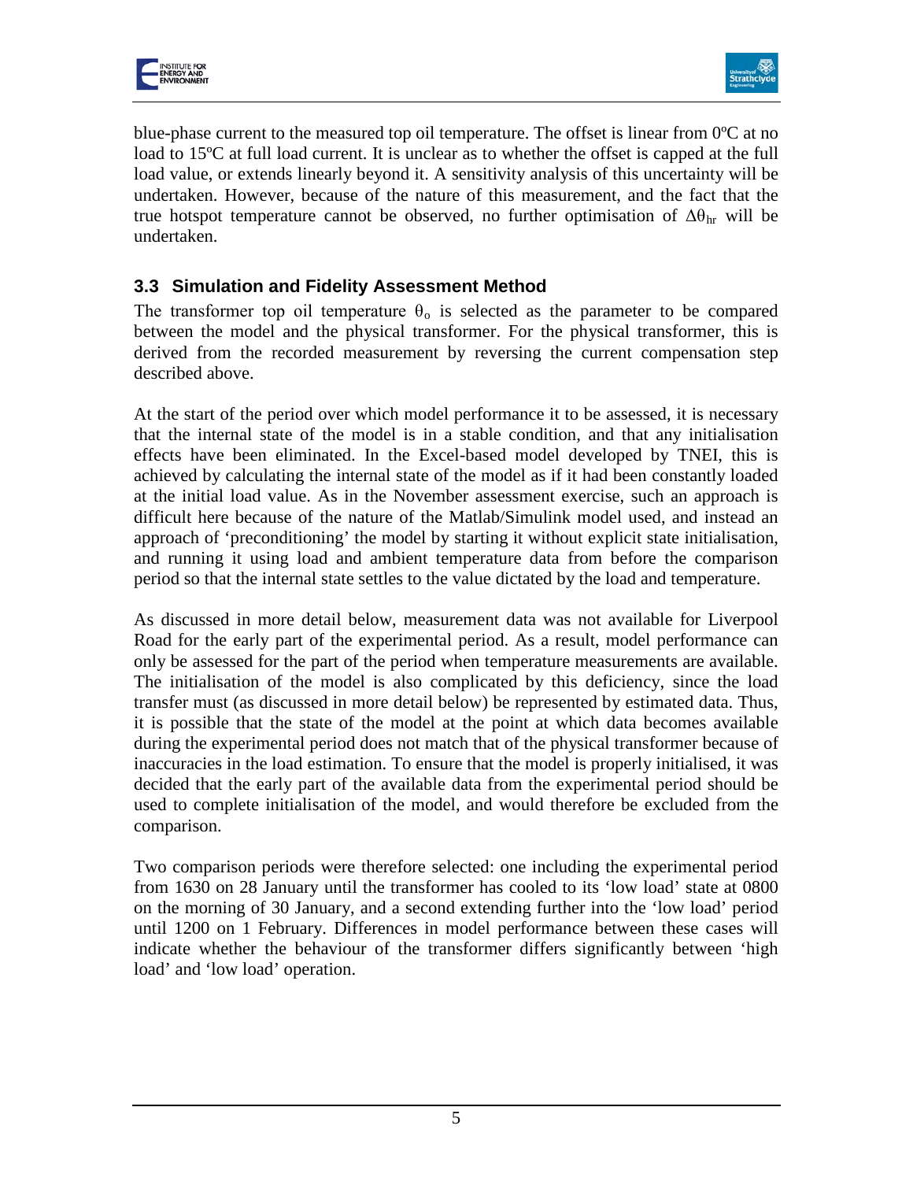blue-phase current to the measured top oil temperature. The offset is linear from 0ºC at no load to 15ºC at full load current. It is unclear as to whether the offset is capped at the full load value, or extends linearly beyond it. A sensitivity analysis of this uncertainty will be undertaken. However, because of the nature of this measurement, and the fact that the true hotspot temperature cannot be observed, no further optimisation of $\Delta\theta_{hr}$ will be undertaken.

### 3.3 Simulation and Fidelity Assessment Method

The transformer top oil temperature $\theta_o$ is selected as the parameter to be compared between the model and the physical transformer. For the physical transformer, this is derived from the recorded measurement by reversing the current compensation step described above.

At the start of the period over which model performance it to be assessed, it is necessary that the internal state of the model is in a stable condition, and that any initialisation effects have been eliminated. In the Excel-based model developed by TNEI, this is achieved by calculating the internal state of the model as if it had been constantly loaded at the initial load value. As in the November assessment exercise, such an approach is difficult here because of the nature of the Matlab/Simulink model used, and instead an approach of 'preconditioning' the model by starting it without explicit state initialisation, and running it using load and ambient temperature data from before the comparison period so that the internal state settles to the value dictated by the load and temperature.

As discussed in more detail below, measurement data was not available for Liverpool Road for the early part of the experimental period. As a result, model performance can only be assessed for the part of the period when temperature measurements are available. The initialisation of the model is also complicated by this deficiency, since the load transfer must (as discussed in more detail below) be represented by estimated data. Thus, it is possible that the state of the model at the point at which data becomes available during the experimental period does not match that of the physical transformer because of inaccuracies in the load estimation. To ensure that the model is properly initialised, it was decided that the early part of the available data from the experimental period should be used to complete initialisation of the model, and would therefore be excluded from the comparison.

Two comparison periods were therefore selected: one including the experimental period from 1630 on 28 January until the transformer has cooled to its 'low load' state at 0800 on the morning of 30 January, and a second extending further into the 'low load' period until 1200 on 1 February. Differences in model performance between these cases will indicate whether the behaviour of the transformer differs significantly between 'high load' and 'low load' operation.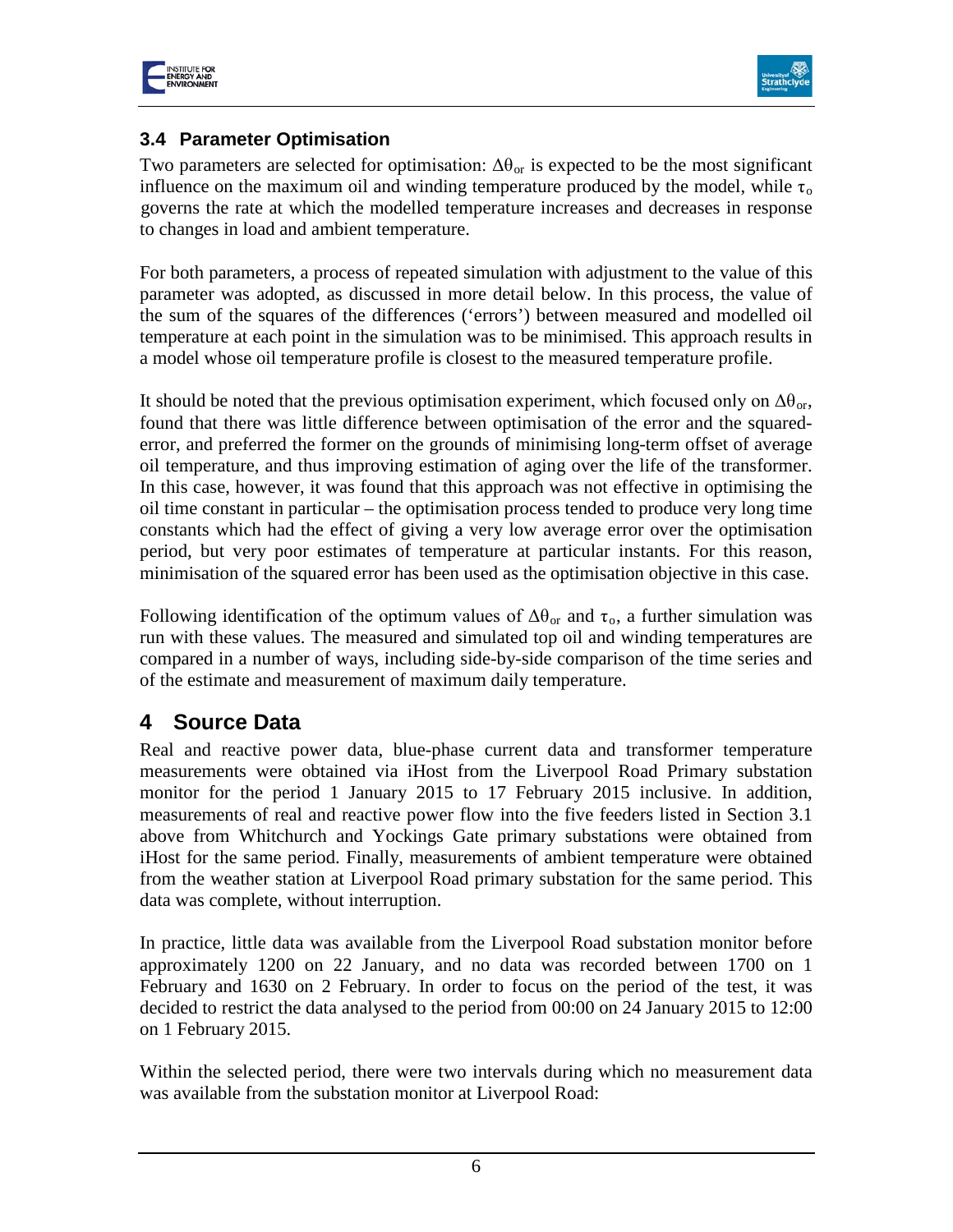### 3.4 Parameter Optimisation

Two parameters are selected for optimisation: $\Delta\theta_{or}$ is expected to be the most significant influence on the maximum oil and winding temperature produced by the model, while $\tau_o$ governs the rate at which the modelled temperature increases and decreases in response to changes in load and ambient temperature.

For both parameters, a process of repeated simulation with adjustment to the value of this parameter was adopted, as discussed in more detail below. In this process, the value of the sum of the squares of the differences ('errors') between measured and modelled oil temperature at each point in the simulation was to be minimised. This approach results in a model whose oil temperature profile is closest to the measured temperature profile.

It should be noted that the previous optimisation experiment, which focused only on $\Delta\theta_{or}$, found that there was little difference between optimisation of the error and the squared-error, and preferred the former on the grounds of minimising long-term offset of average oil temperature, and thus improving estimation of aging over the life of the transformer. In this case, however, it was found that this approach was not effective in optimising the oil time constant in particular – the optimisation process tended to produce very long time constants which had the effect of giving a very low average error over the optimisation period, but very poor estimates of temperature at particular instants. For this reason, minimisation of the squared error has been used as the optimisation objective in this case.

Following identification of the optimum values of $\Delta\theta_{or}$ and $\tau_o$, a further simulation was run with these values. The measured and simulated top oil and winding temperatures are compared in a number of ways, including side-by-side comparison of the time series and of the estimate and measurement of maximum daily temperature.

## 4 Source Data

Real and reactive power data, blue-phase current data and transformer temperature measurements were obtained via iHost from the Liverpool Road Primary substation monitor for the period 1 January 2015 to 17 February 2015 inclusive. In addition, measurements of real and reactive power flow into the five feeders listed in Section 3.1 above from Whitchurch and Yockings Gate primary substations were obtained from iHost for the same period. Finally, measurements of ambient temperature were obtained from the weather station at Liverpool Road primary substation for the same period. This data was complete, without interruption.

In practice, little data was available from the Liverpool Road substation monitor before approximately 1200 on 22 January, and no data was recorded between 1700 on 1 February and 1630 on 2 February. In order to focus on the period of the test, it was decided to restrict the data analysed to the period from 00:00 on 24 January 2015 to 12:00 on 1 February 2015.

Within the selected period, there were two intervals during which no measurement data was available from the substation monitor at Liverpool Road: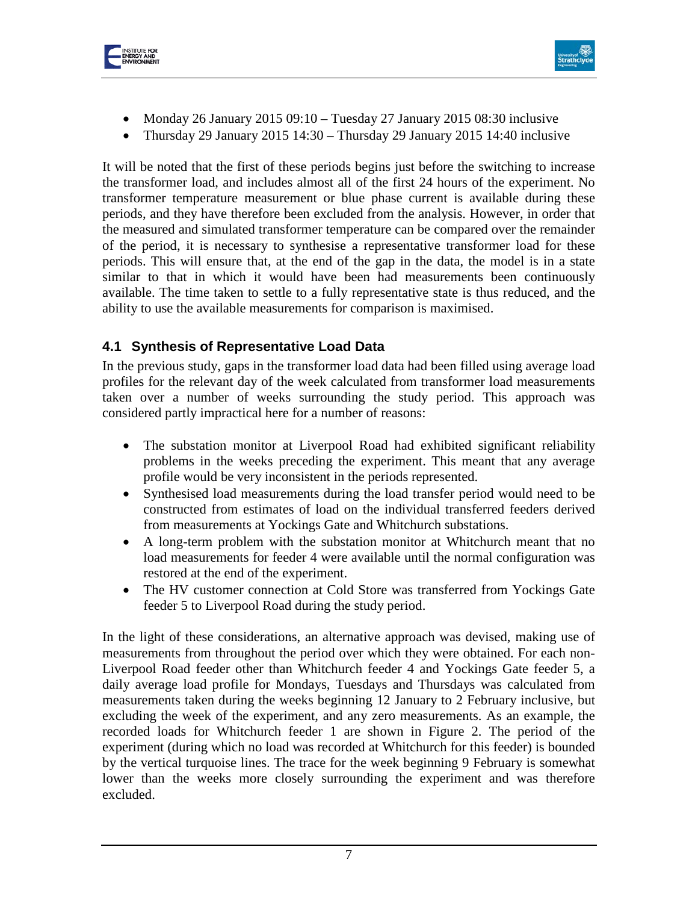- Monday 26 January 2015 09:10 – Tuesday 27 January 2015 08:30 inclusive
- Thursday 29 January 2015 14:30 – Thursday 29 January 2015 14:40 inclusive

It will be noted that the first of these periods begins just before the switching to increase the transformer load, and includes almost all of the first 24 hours of the experiment. No transformer temperature measurement or blue phase current is available during these periods, and they have therefore been excluded from the analysis. However, in order that the measured and simulated transformer temperature can be compared over the remainder of the period, it is necessary to synthesise a representative transformer load for these periods. This will ensure that, at the end of the gap in the data, the model is in a state similar to that in which it would have been had measurements been continuously available. The time taken to settle to a fully representative state is thus reduced, and the ability to use the available measurements for comparison is maximised.

### 4.1 Synthesis of Representative Load Data

In the previous study, gaps in the transformer load data had been filled using average load profiles for the relevant day of the week calculated from transformer load measurements taken over a number of weeks surrounding the study period. This approach was considered partly impractical here for a number of reasons:

- The substation monitor at Liverpool Road had exhibited significant reliability problems in the weeks preceding the experiment. This meant that any average profile would be very inconsistent in the periods represented.
- Synthesised load measurements during the load transfer period would need to be constructed from estimates of load on the individual transferred feeders derived from measurements at Yockings Gate and Whitchurch substations.
- A long-term problem with the substation monitor at Whitchurch meant that no load measurements for feeder 4 were available until the normal configuration was restored at the end of the experiment.
- The HV customer connection at Cold Store was transferred from Yockings Gate feeder 5 to Liverpool Road during the study period.

In the light of these considerations, an alternative approach was devised, making use of measurements from throughout the period over which they were obtained. For each non-Liverpool Road feeder other than Whitchurch feeder 4 and Yockings Gate feeder 5, a daily average load profile for Mondays, Tuesdays and Thursdays was calculated from measurements taken during the weeks beginning 12 January to 2 February inclusive, but excluding the week of the experiment, and any zero measurements. As an example, the recorded loads for Whitchurch feeder 1 are shown in Figure 2. The period of the experiment (during which no load was recorded at Whitchurch for this feeder) is bounded by the vertical turquoise lines. The trace for the week beginning 9 February is somewhat lower than the weeks more closely surrounding the experiment and was therefore excluded.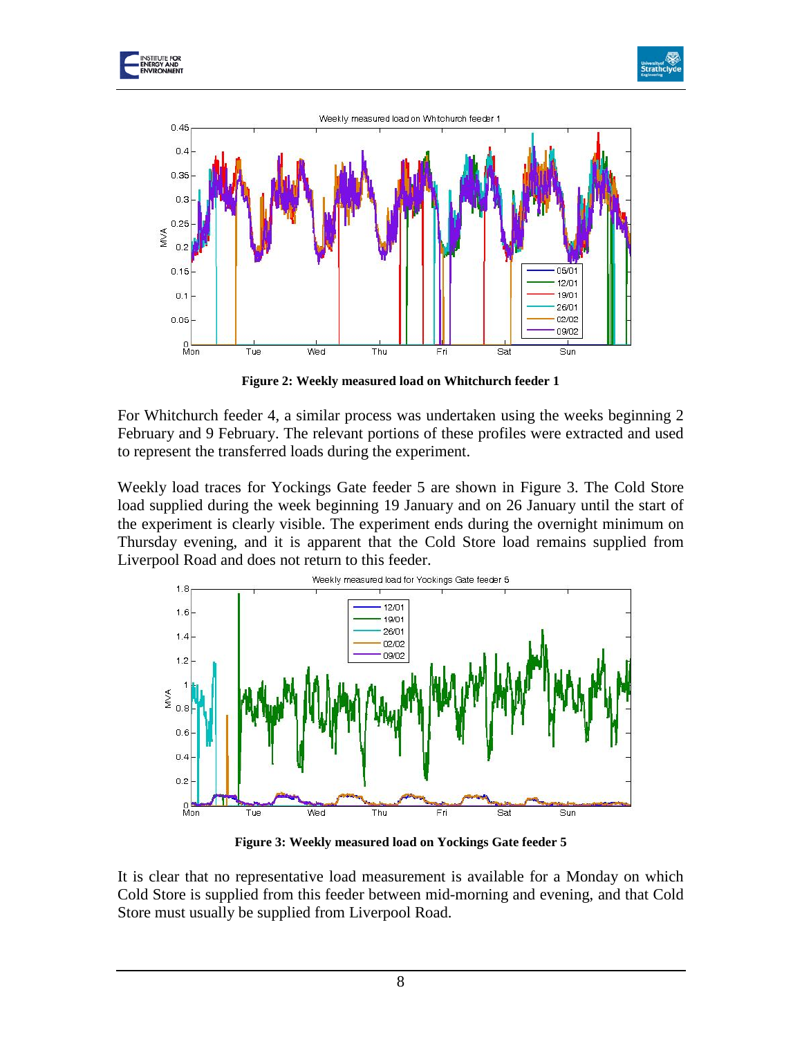**Figure 2: Weekly measured load on Whitchurch feeder 1**

For Whitchurch feeder 4, a similar process was undertaken using the weeks beginning 2 February and 9 February. The relevant portions of these profiles were extracted and used to represent the transferred loads during the experiment.

Weekly load traces for Yockings Gate feeder 5 are shown in Figure 3. The Cold Store load supplied during the week beginning 19 January and on 26 January until the start of the experiment is clearly visible. The experiment ends during the overnight minimum on Thursday evening, and it is apparent that the Cold Store load remains supplied from Liverpool Road and does not return to this feeder.

**Figure 3: Weekly measured load on Yockings Gate feeder 5**

It is clear that no representative load measurement is available for a Monday on which Cold Store is supplied from this feeder between mid-morning and evening, and that Cold Store must usually be supplied from Liverpool Road.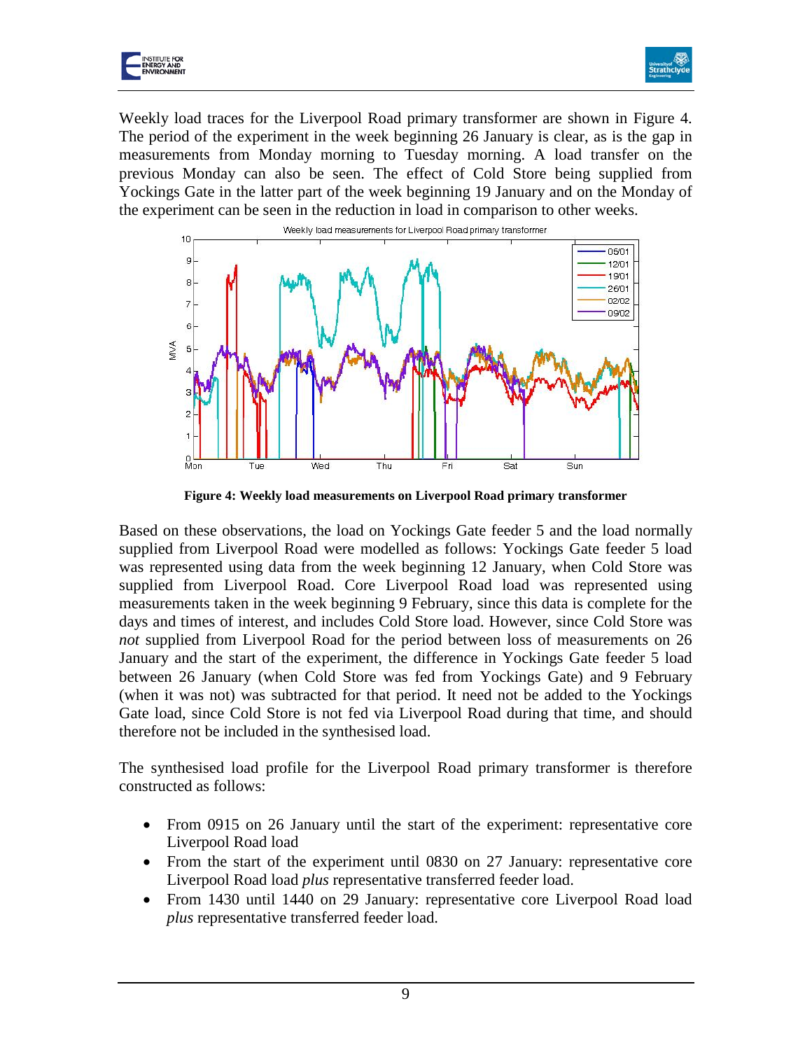Weekly load traces for the Liverpool Road primary transformer are shown in Figure 4. The period of the experiment in the week beginning 26 January is clear, as is the gap in measurements from Monday morning to Tuesday morning. A load transfer on the previous Monday can also be seen. The effect of Cold Store being supplied from Yockings Gate in the latter part of the week beginning 19 January and on the Monday of the experiment can be seen in the reduction in load in comparison to other weeks.

**Figure 4: Weekly load measurements on Liverpool Road primary transformer**

Based on these observations, the load on Yockings Gate feeder 5 and the load normally supplied from Liverpool Road were modelled as follows: Yockings Gate feeder 5 load was represented using data from the week beginning 12 January, when Cold Store was supplied from Liverpool Road. Core Liverpool Road load was represented using measurements taken in the week beginning 9 February, since this data is complete for the days and times of interest, and includes Cold Store load. However, since Cold Store was *not* supplied from Liverpool Road for the period between loss of measurements on 26 January and the start of the experiment, the difference in Yockings Gate feeder 5 load between 26 January (when Cold Store was fed from Yockings Gate) and 9 February (when it was not) was subtracted for that period. It need not be added to the Yockings Gate load, since Cold Store is not fed via Liverpool Road during that time, and should therefore not be included in the synthesised load.

The synthesised load profile for the Liverpool Road primary transformer is therefore constructed as follows:

- From 0915 on 26 January until the start of the experiment: representative core Liverpool Road load
- From the start of the experiment until 0830 on 27 January: representative core Liverpool Road load *plus* representative transferred feeder load.
- From 1430 until 1440 on 29 January: representative core Liverpool Road load *plus* representative transferred feeder load.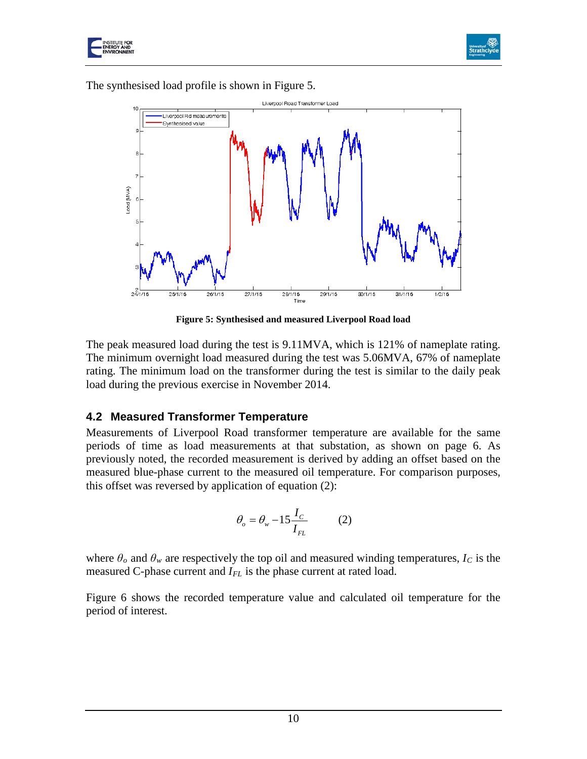The synthesised load profile is shown in Figure 5.

**Figure 5: Synthesised and measured Liverpool Road load**

The peak measured load during the test is 9.11MVA, which is 121% of nameplate rating. The minimum overnight load measured during the test was 5.06MVA, 67% of nameplate rating. The minimum load on the transformer during the test is similar to the daily peak load during the previous exercise in November 2014.

## 4.2 Measured Transformer Temperature

Measurements of Liverpool Road transformer temperature are available for the same periods of time as load measurements at that substation, as shown on page 6. As previously noted, the recorded measurement is derived by adding an offset based on the measured blue-phase current to the measured oil temperature. For comparison purposes, this offset was reversed by application of equation (2):

$$\theta_o = \theta_w - 15\frac{I_C}{I_{FL}} \qquad (2)$$

where $\theta_o$ and $\theta_w$ are respectively the top oil and measured winding temperatures, $I_C$ is the measured C-phase current and $I_{FL}$ is the phase current at rated load.

Figure 6 shows the recorded temperature value and calculated oil temperature for the period of interest.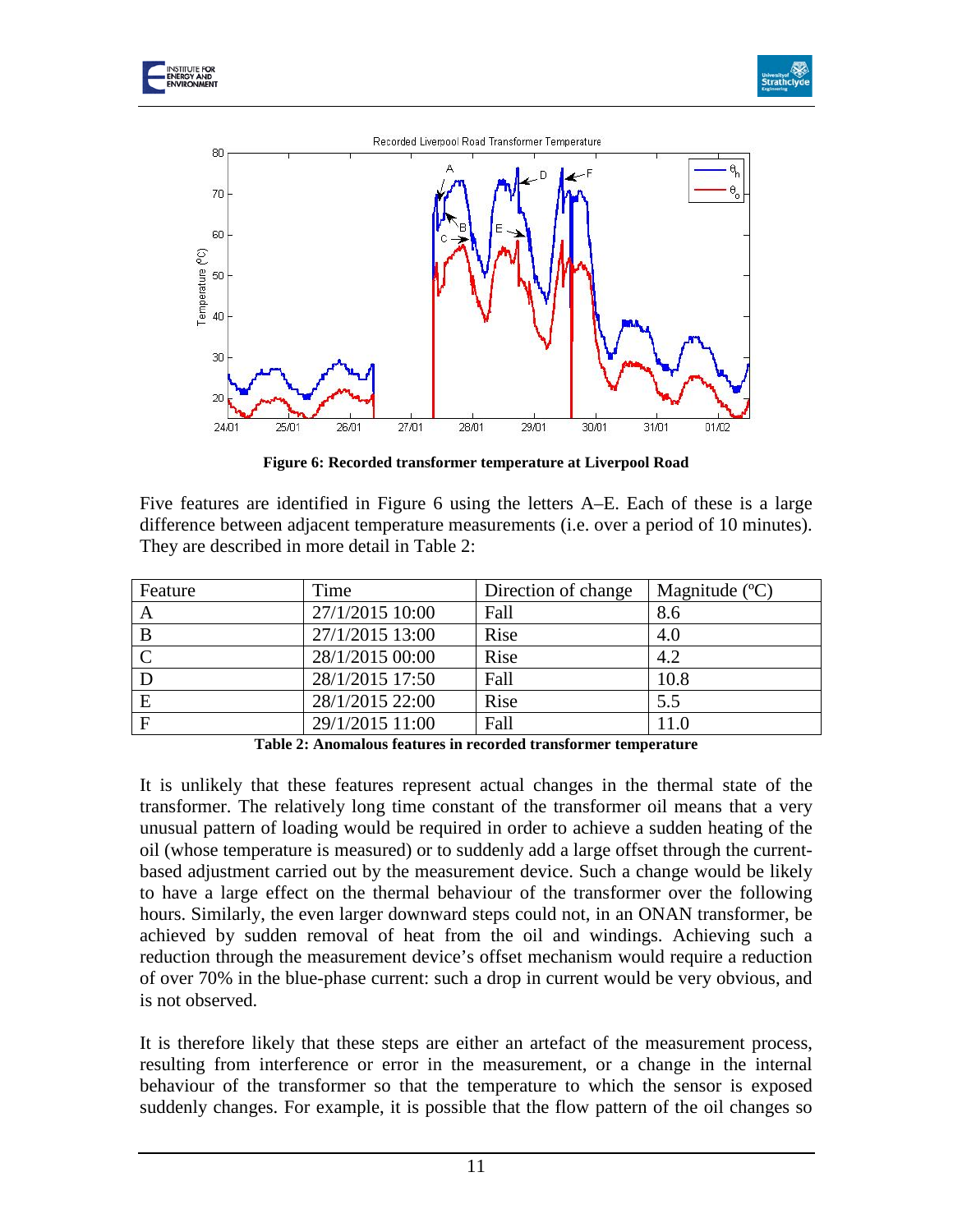Figure 6: Recorded transformer temperature at Liverpool Road

Five features are identified in Figure 6 using the letters A–E. Each of these is a large difference between adjacent temperature measurements (i.e. over a period of 10 minutes). They are described in more detail in Table 2:

| Feature | Time | Direction of change | Magnitude (ºC) |
|---|---|---|---|
| A | 27/1/2015 10:00 | Fall | 8.6 |
| B | 27/1/2015 13:00 | Rise | 4.0 |
| C | 28/1/2015 00:00 | Rise | 4.2 |
| D | 28/1/2015 17:50 | Fall | 10.8 |
| E | 28/1/2015 22:00 | Rise | 5.5 |
| F | 29/1/2015 11:00 | Fall | 11.0 |

**Table 2: Anomalous features in recorded transformer temperature**

It is unlikely that these features represent actual changes in the thermal state of the transformer. The relatively long time constant of the transformer oil means that a very unusual pattern of loading would be required in order to achieve a sudden heating of the oil (whose temperature is measured) or to suddenly add a large offset through the current-based adjustment carried out by the measurement device. Such a change would be likely to have a large effect on the thermal behaviour of the transformer over the following hours. Similarly, the even larger downward steps could not, in an ONAN transformer, be achieved by sudden removal of heat from the oil and windings. Achieving such a reduction through the measurement device's offset mechanism would require a reduction of over 70% in the blue-phase current: such a drop in current would be very obvious, and is not observed.

It is therefore likely that these steps are either an artefact of the measurement process, resulting from interference or error in the measurement, or a change in the internal behaviour of the transformer so that the temperature to which the sensor is exposed suddenly changes. For example, it is possible that the flow pattern of the oil changes so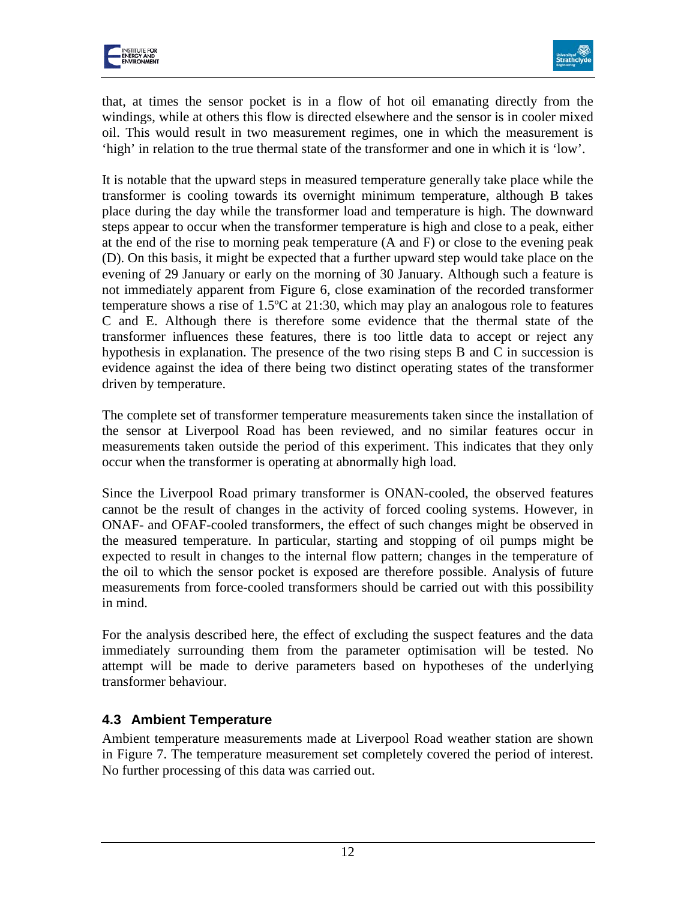that, at times the sensor pocket is in a flow of hot oil emanating directly from the windings, while at others this flow is directed elsewhere and the sensor is in cooler mixed oil. This would result in two measurement regimes, one in which the measurement is 'high' in relation to the true thermal state of the transformer and one in which it is 'low'.

It is notable that the upward steps in measured temperature generally take place while the transformer is cooling towards its overnight minimum temperature, although B takes place during the day while the transformer load and temperature is high. The downward steps appear to occur when the transformer temperature is high and close to a peak, either at the end of the rise to morning peak temperature (A and F) or close to the evening peak (D). On this basis, it might be expected that a further upward step would take place on the evening of 29 January or early on the morning of 30 January. Although such a feature is not immediately apparent from Figure 6, close examination of the recorded transformer temperature shows a rise of 1.5ºC at 21:30, which may play an analogous role to features C and E. Although there is therefore some evidence that the thermal state of the transformer influences these features, there is too little data to accept or reject any hypothesis in explanation. The presence of the two rising steps B and C in succession is evidence against the idea of there being two distinct operating states of the transformer driven by temperature.

The complete set of transformer temperature measurements taken since the installation of the sensor at Liverpool Road has been reviewed, and no similar features occur in measurements taken outside the period of this experiment. This indicates that they only occur when the transformer is operating at abnormally high load.

Since the Liverpool Road primary transformer is ONAN-cooled, the observed features cannot be the result of changes in the activity of forced cooling systems. However, in ONAF- and OFAF-cooled transformers, the effect of such changes might be observed in the measured temperature. In particular, starting and stopping of oil pumps might be expected to result in changes to the internal flow pattern; changes in the temperature of the oil to which the sensor pocket is exposed are therefore possible. Analysis of future measurements from force-cooled transformers should be carried out with this possibility in mind.

For the analysis described here, the effect of excluding the suspect features and the data immediately surrounding them from the parameter optimisation will be tested. No attempt will be made to derive parameters based on hypotheses of the underlying transformer behaviour.

### 4.3 Ambient Temperature

Ambient temperature measurements made at Liverpool Road weather station are shown in Figure 7. The temperature measurement set completely covered the period of interest. No further processing of this data was carried out.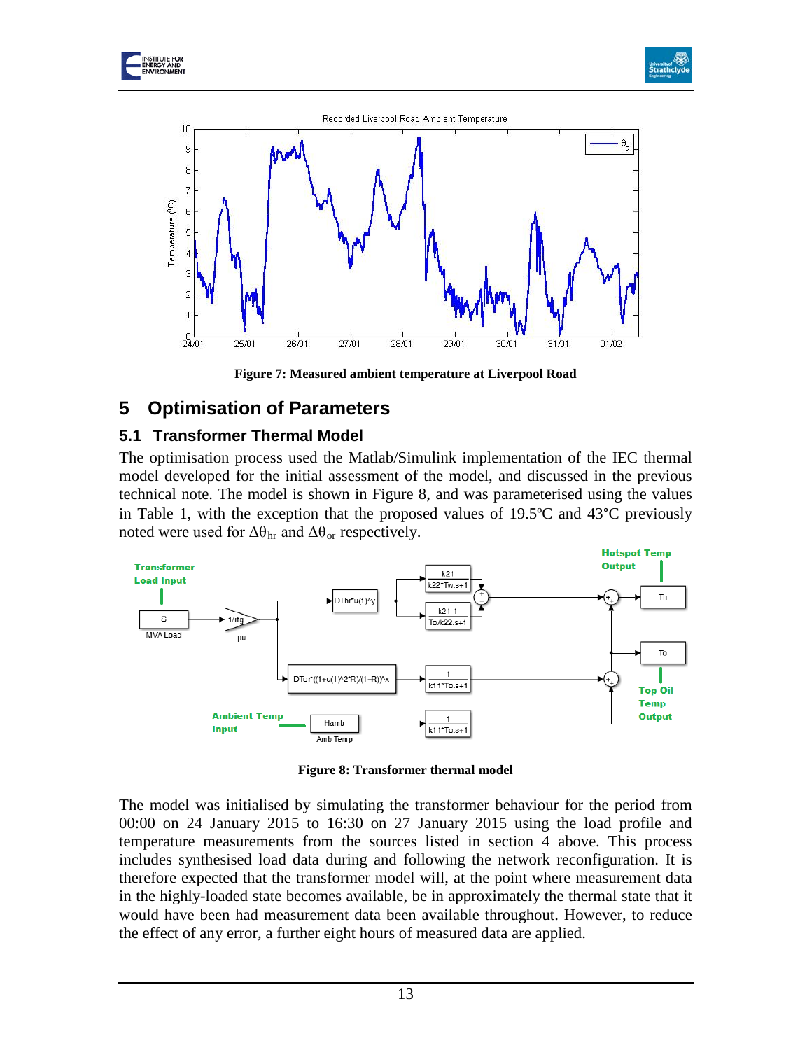Figure 7: Measured ambient temperature at Liverpool Road

# 5 Optimisation of Parameters

## 5.1 Transformer Thermal Model

The optimisation process used the Matlab/Simulink implementation of the IEC thermal model developed for the initial assessment of the model, and discussed in the previous technical note. The model is shown in Figure 8, and was parameterised using the values in Table 1, with the exception that the proposed values of 19.5ºC and 43°C previously noted were used for $\Delta\theta_{hr}$ and $\Delta\theta_{or}$ respectively.

Figure 8: Transformer thermal model

The model was initialised by simulating the transformer behaviour for the period from 00:00 on 24 January 2015 to 16:30 on 27 January 2015 using the load profile and temperature measurements from the sources listed in section 4 above. This process includes synthesised load data during and following the network reconfiguration. It is therefore expected that the transformer model will, at the point where measurement data in the highly-loaded state becomes available, be in approximately the thermal state that it would have been had measurement data been available throughout. However, to reduce the effect of any error, a further eight hours of measured data are applied.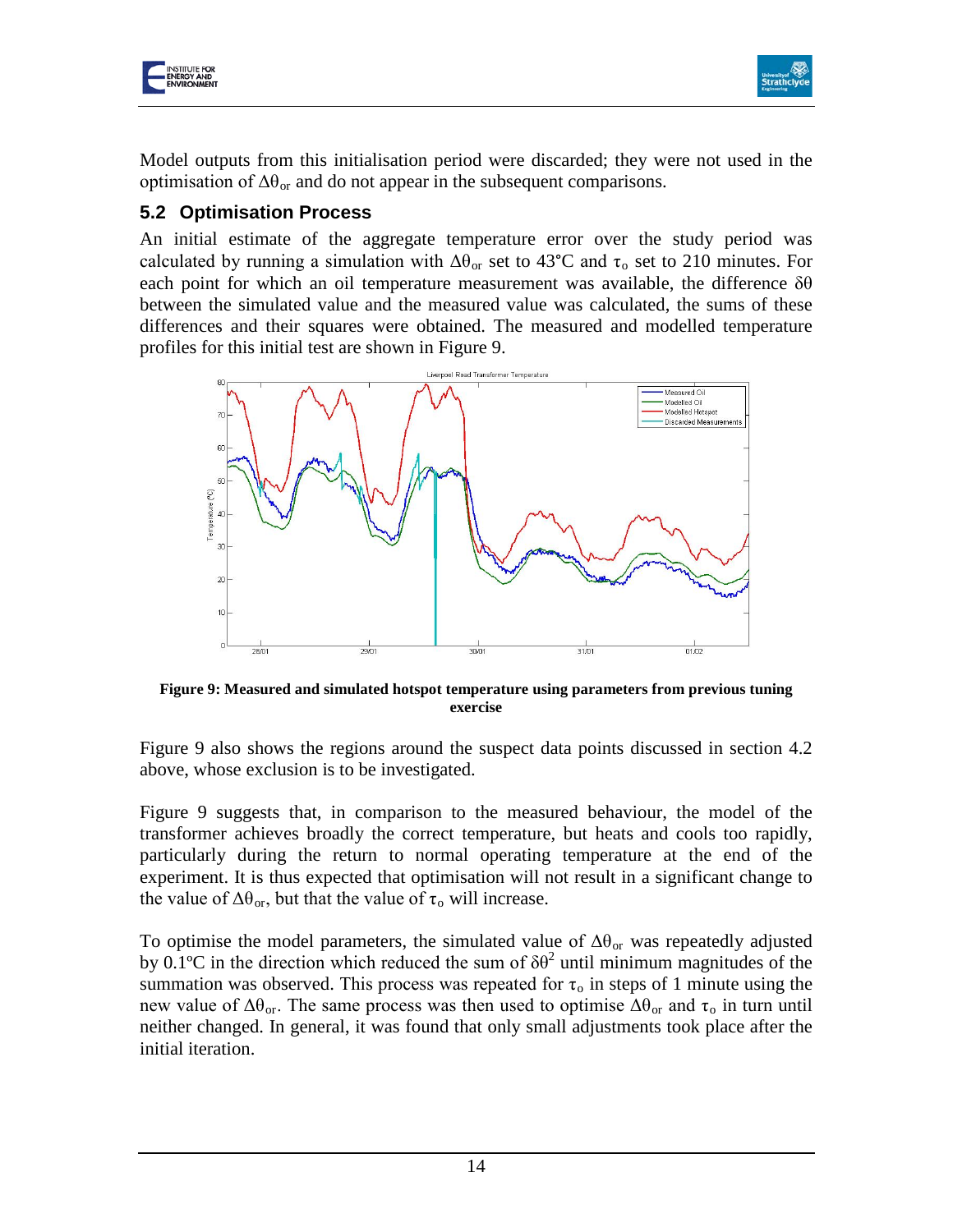Model outputs from this initialisation period were discarded; they were not used in the optimisation of $\Delta\theta_{or}$ and do not appear in the subsequent comparisons.

### 5.2 Optimisation Process

An initial estimate of the aggregate temperature error over the study period was calculated by running a simulation with $\Delta\theta_{or}$ set to 43°C and $\tau_o$ set to 210 minutes. For each point for which an oil temperature measurement was available, the difference $\delta\theta$ between the simulated value and the measured value was calculated, the sums of these differences and their squares were obtained. The measured and modelled temperature profiles for this initial test are shown in Figure 9.

**Figure 9: Measured and simulated hotspot temperature using parameters from previous tuning exercise**

Figure 9 also shows the regions around the suspect data points discussed in section 4.2 above, whose exclusion is to be investigated.

Figure 9 suggests that, in comparison to the measured behaviour, the model of the transformer achieves broadly the correct temperature, but heats and cools too rapidly, particularly during the return to normal operating temperature at the end of the experiment. It is thus expected that optimisation will not result in a significant change to the value of $\Delta\theta_{or}$, but that the value of $\tau_o$ will increase.

To optimise the model parameters, the simulated value of $\Delta\theta_{or}$ was repeatedly adjusted by 0.1ºC in the direction which reduced the sum of $\delta\theta^2$ until minimum magnitudes of the summation was observed. This process was repeated for $\tau_o$ in steps of 1 minute using the new value of $\Delta\theta_{or}$. The same process was then used to optimise $\Delta\theta_{or}$ and $\tau_o$ in turn until neither changed. In general, it was found that only small adjustments took place after the initial iteration.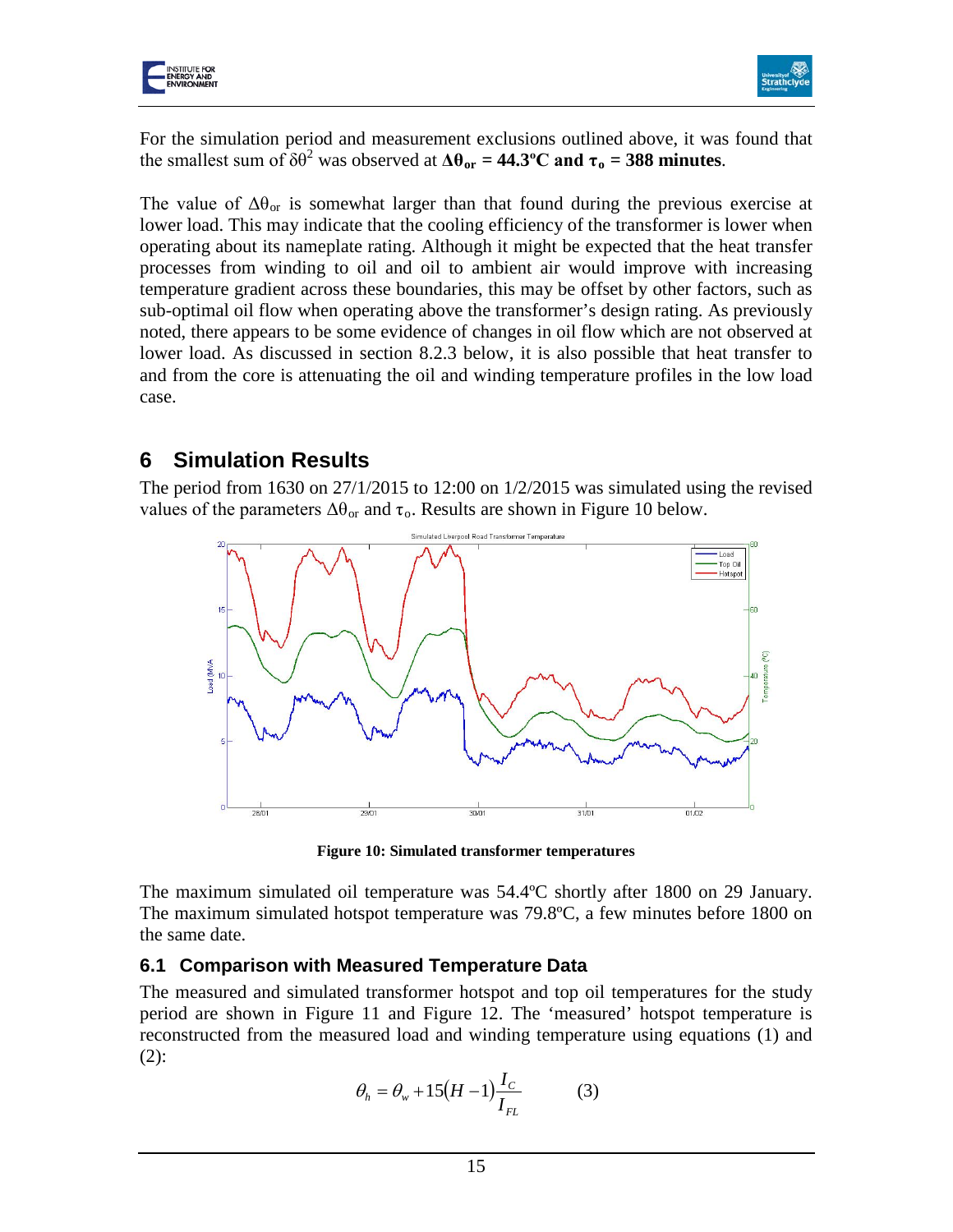For the simulation period and measurement exclusions outlined above, it was found that the smallest sum of $\delta\theta^2$ was observed at **$\Delta\theta_{or}$ = 44.3ºC and $\tau_o$ = 388 minutes**.

The value of $\Delta\theta_{or}$ is somewhat larger than that found during the previous exercise at lower load. This may indicate that the cooling efficiency of the transformer is lower when operating about its nameplate rating. Although it might be expected that the heat transfer processes from winding to oil and oil to ambient air would improve with increasing temperature gradient across these boundaries, this may be offset by other factors, such as sub-optimal oil flow when operating above the transformer's design rating. As previously noted, there appears to be some evidence of changes in oil flow which are not observed at lower load. As discussed in section 8.2.3 below, it is also possible that heat transfer to and from the core is attenuating the oil and winding temperature profiles in the low load case.

# 6 Simulation Results

The period from 1630 on 27/1/2015 to 12:00 on 1/2/2015 was simulated using the revised values of the parameters $\Delta\theta_{or}$ and $\tau_o$. Results are shown in Figure 10 below.

**Figure 10: Simulated transformer temperatures**

The maximum simulated oil temperature was 54.4ºC shortly after 1800 on 29 January. The maximum simulated hotspot temperature was 79.8ºC, a few minutes before 1800 on the same date.

## 6.1 Comparison with Measured Temperature Data

The measured and simulated transformer hotspot and top oil temperatures for the study period are shown in Figure 11 and Figure 12. The 'measured' hotspot temperature is reconstructed from the measured load and winding temperature using equations (1) and (2):

$$\theta_h = \theta_w + 15(H-1)\frac{I_C}{I_{FL}} \qquad (3)$$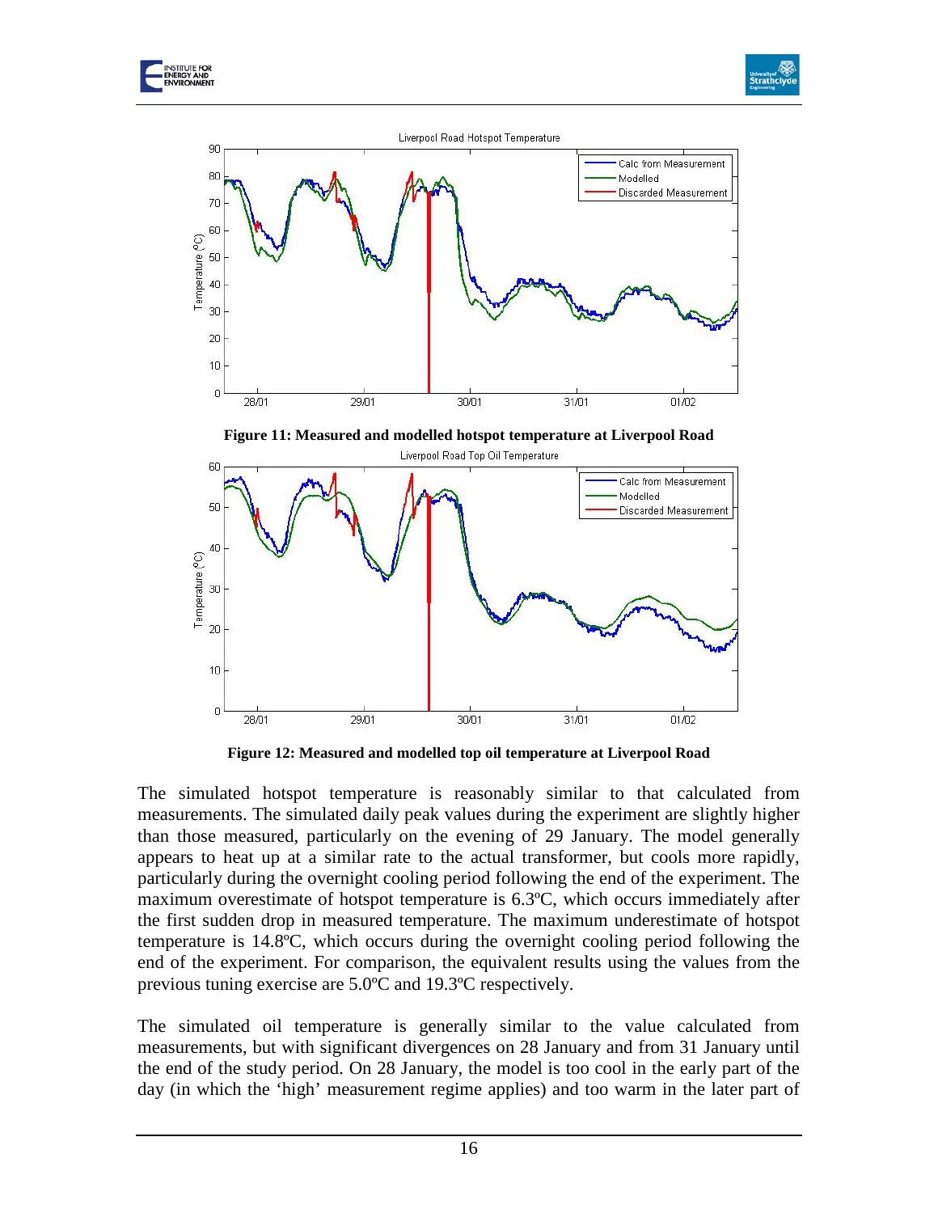**Figure 11: Measured and modelled hotspot temperature at Liverpool Road**

**Figure 12: Measured and modelled top oil temperature at Liverpool Road**

The simulated hotspot temperature is reasonably similar to that calculated from measurements. The simulated daily peak values during the experiment are slightly higher than those measured, particularly on the evening of 29 January. The model generally appears to heat up at a similar rate to the actual transformer, but cools more rapidly, particularly during the overnight cooling period following the end of the experiment. The maximum overestimate of hotspot temperature is 6.3ºC, which occurs immediately after the first sudden drop in measured temperature. The maximum underestimate of hotspot temperature is 14.8ºC, which occurs during the overnight cooling period following the end of the experiment. For comparison, the equivalent results using the values from the previous tuning exercise are 5.0ºC and 19.3ºC respectively.

The simulated oil temperature is generally similar to the value calculated from measurements, but with significant divergences on 28 January and from 31 January until the end of the study period. On 28 January, the model is too cool in the early part of the day (in which the 'high' measurement regime applies) and too warm in the later part of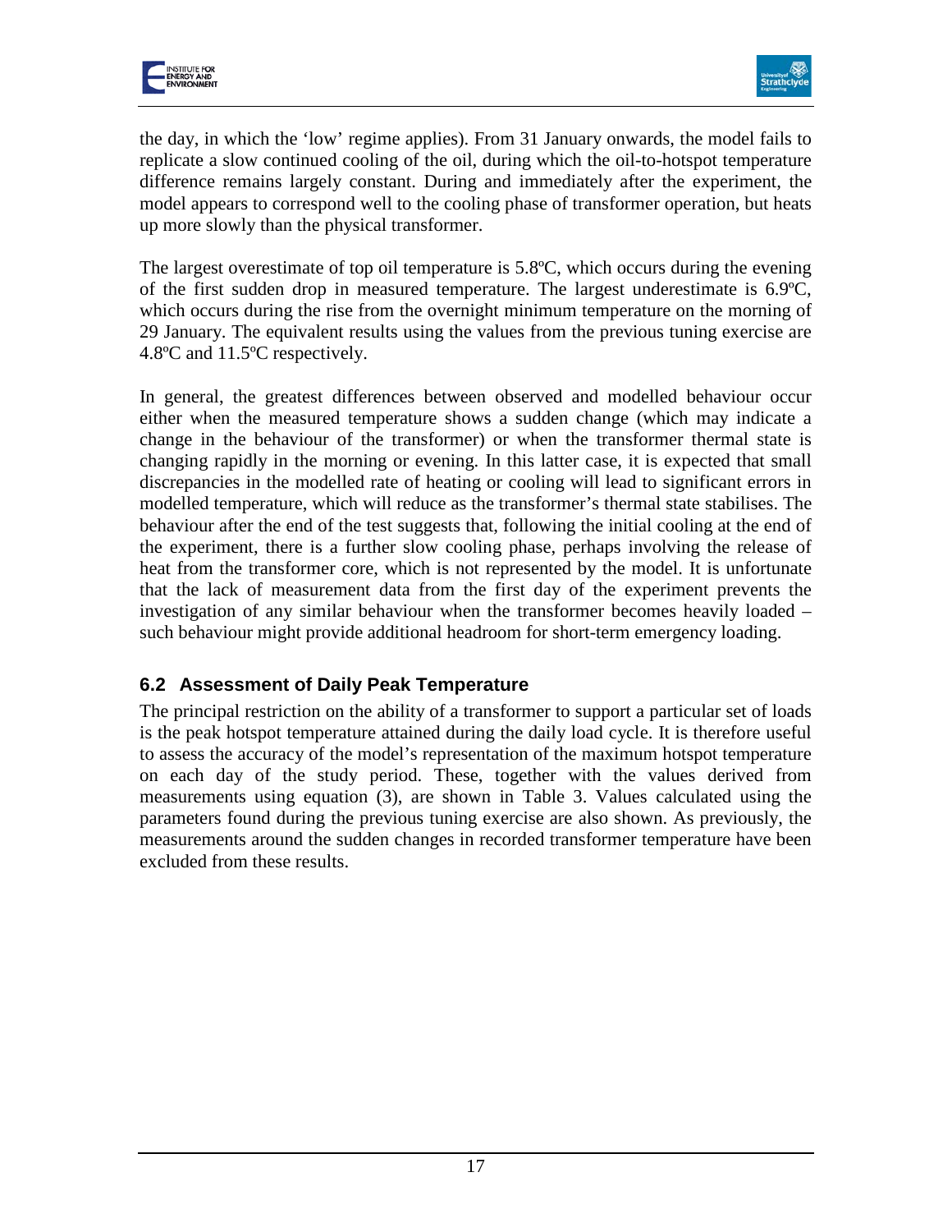the day, in which the 'low' regime applies). From 31 January onwards, the model fails to replicate a slow continued cooling of the oil, during which the oil-to-hotspot temperature difference remains largely constant. During and immediately after the experiment, the model appears to correspond well to the cooling phase of transformer operation, but heats up more slowly than the physical transformer.

The largest overestimate of top oil temperature is 5.8ºC, which occurs during the evening of the first sudden drop in measured temperature. The largest underestimate is 6.9ºC, which occurs during the rise from the overnight minimum temperature on the morning of 29 January. The equivalent results using the values from the previous tuning exercise are 4.8ºC and 11.5ºC respectively.

In general, the greatest differences between observed and modelled behaviour occur either when the measured temperature shows a sudden change (which may indicate a change in the behaviour of the transformer) or when the transformer thermal state is changing rapidly in the morning or evening. In this latter case, it is expected that small discrepancies in the modelled rate of heating or cooling will lead to significant errors in modelled temperature, which will reduce as the transformer's thermal state stabilises. The behaviour after the end of the test suggests that, following the initial cooling at the end of the experiment, there is a further slow cooling phase, perhaps involving the release of heat from the transformer core, which is not represented by the model. It is unfortunate that the lack of measurement data from the first day of the experiment prevents the investigation of any similar behaviour when the transformer becomes heavily loaded – such behaviour might provide additional headroom for short-term emergency loading.

## 6.2 Assessment of Daily Peak Temperature

The principal restriction on the ability of a transformer to support a particular set of loads is the peak hotspot temperature attained during the daily load cycle. It is therefore useful to assess the accuracy of the model's representation of the maximum hotspot temperature on each day of the study period. These, together with the values derived from measurements using equation (3), are shown in Table 3. Values calculated using the parameters found during the previous tuning exercise are also shown. As previously, the measurements around the sudden changes in recorded transformer temperature have been excluded from these results.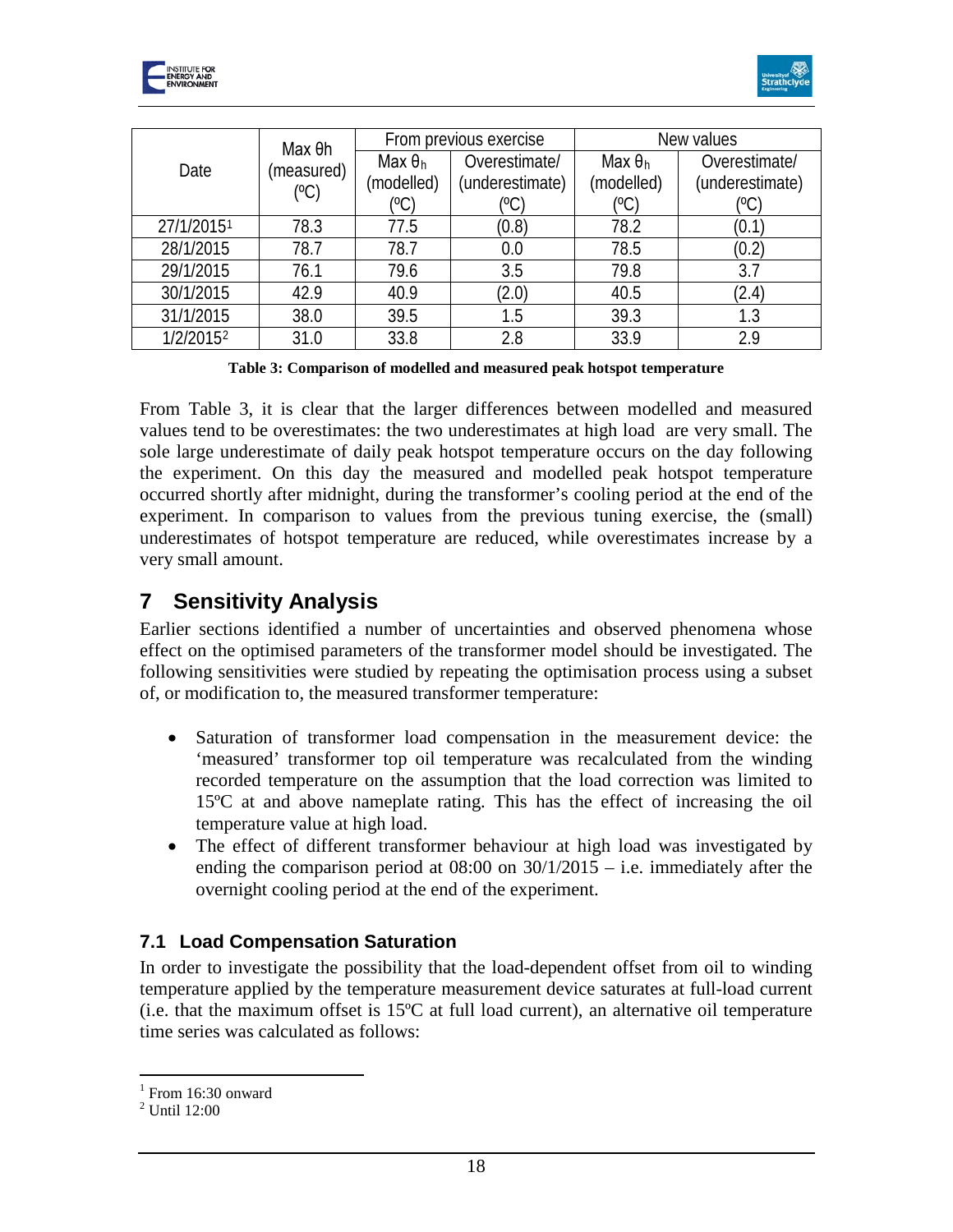| Date | Max θh (measured) (ºC) | From previous exercise | | New values | |
|---|---|---|---|---|---|
| | | Max $\theta_h$ (modelled) (ºC) | Overestimate/ (underestimate) (ºC) | Max $\theta_h$ (modelled) (ºC) | Overestimate/ (underestimate) (ºC) |
| 27/1/2015[1] | 78.3 | 77.5 | (0.8) | 78.2 | (0.1) |
| 28/1/2015 | 78.7 | 78.7 | 0.0 | 78.5 | (0.2) |
| 29/1/2015 | 76.1 | 79.6 | 3.5 | 79.8 | 3.7 |
| 30/1/2015 | 42.9 | 40.9 | (2.0) | 40.5 | (2.4) |
| 31/1/2015 | 38.0 | 39.5 | 1.5 | 39.3 | 1.3 |
| 1/2/2015[2] | 31.0 | 33.8 | 2.8 | 33.9 | 2.9 |

**Table 3: Comparison of modelled and measured peak hotspot temperature**

From Table 3, it is clear that the larger differences between modelled and measured values tend to be overestimates: the two underestimates at high load are very small. The sole large underestimate of daily peak hotspot temperature occurs on the day following the experiment. On this day the measured and modelled peak hotspot temperature occurred shortly after midnight, during the transformer's cooling period at the end of the experiment. In comparison to values from the previous tuning exercise, the (small) underestimates of hotspot temperature are reduced, while overestimates increase by a very small amount.

# 7 Sensitivity Analysis

Earlier sections identified a number of uncertainties and observed phenomena whose effect on the optimised parameters of the transformer model should be investigated. The following sensitivities were studied by repeating the optimisation process using a subset of, or modification to, the measured transformer temperature:

- Saturation of transformer load compensation in the measurement device: the 'measured' transformer top oil temperature was recalculated from the winding recorded temperature on the assumption that the load correction was limited to 15ºC at and above nameplate rating. This has the effect of increasing the oil temperature value at high load.
- The effect of different transformer behaviour at high load was investigated by ending the comparison period at 08:00 on 30/1/2015 – i.e. immediately after the overnight cooling period at the end of the experiment.

## 7.1 Load Compensation Saturation

In order to investigate the possibility that the load-dependent offset from oil to winding temperature applied by the temperature measurement device saturates at full-load current (i.e. that the maximum offset is 15ºC at full load current), an alternative oil temperature time series was calculated as follows:

[1] From 16:30 onward

[2] Until 12:00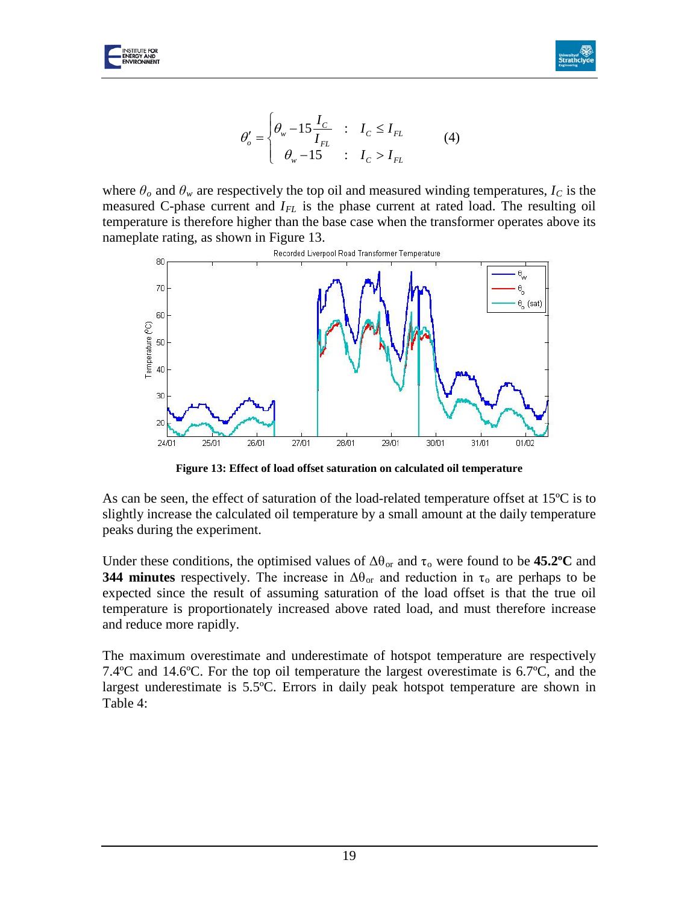$$\theta'_o = \begin{cases} \theta_w - 15\dfrac{I_C}{I_{FL}} & : \quad I_C \le I_{FL} \\ \theta_w - 15 & : \quad I_C > I_{FL} \end{cases} \qquad (4)$$

where $\theta_o$ and $\theta_w$ are respectively the top oil and measured winding temperatures, $I_C$ is the measured C-phase current and $I_{FL}$ is the phase current at rated load. The resulting oil temperature is therefore higher than the base case when the transformer operates above its nameplate rating, as shown in Figure 13.

**Figure 13: Effect of load offset saturation on calculated oil temperature**

As can be seen, the effect of saturation of the load-related temperature offset at 15ºC is to slightly increase the calculated oil temperature by a small amount at the daily temperature peaks during the experiment.

Under these conditions, the optimised values of $\Delta\theta_{or}$ and $\tau_o$ were found to be **45.2ºC** and **344 minutes** respectively. The increase in $\Delta\theta_{or}$ and reduction in $\tau_o$ are perhaps to be expected since the result of assuming saturation of the load offset is that the true oil temperature is proportionately increased above rated load, and must therefore increase and reduce more rapidly.

The maximum overestimate and underestimate of hotspot temperature are respectively 7.4ºC and 14.6ºC. For the top oil temperature the largest overestimate is 6.7ºC, and the largest underestimate is 5.5ºC. Errors in daily peak hotspot temperature are shown in Table 4: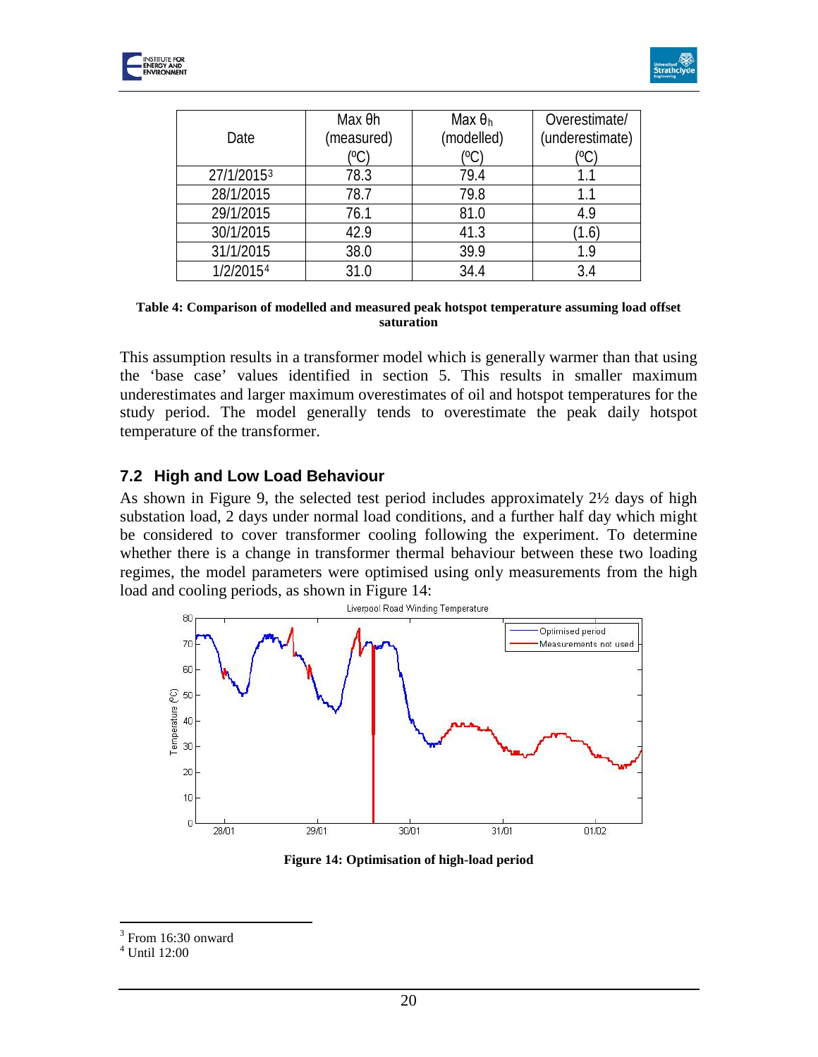| Date | Max θh (measured) (ºC) | Max $\theta_h$ (modelled) (ºC) | Overestimate/ (underestimate) (ºC) |
|---|---|---|---|
| 27/1/2015[3] | 78.3 | 79.4 | 1.1 |
| 28/1/2015 | 78.7 | 79.8 | 1.1 |
| 29/1/2015 | 76.1 | 81.0 | 4.9 |
| 30/1/2015 | 42.9 | 41.3 | (1.6) |
| 31/1/2015 | 38.0 | 39.9 | 1.9 |
| 1/2/2015[4] | 31.0 | 34.4 | 3.4 |

**Table 4: Comparison of modelled and measured peak hotspot temperature assuming load offset saturation**

This assumption results in a transformer model which is generally warmer than that using the 'base case' values identified in section 5. This results in smaller maximum underestimates and larger maximum overestimates of oil and hotspot temperatures for the study period. The model generally tends to overestimate the peak daily hotspot temperature of the transformer.

## 7.2 High and Low Load Behaviour

As shown in Figure 9, the selected test period includes approximately 2½ days of high substation load, 2 days under normal load conditions, and a further half day which might be considered to cover transformer cooling following the experiment. To determine whether there is a change in transformer thermal behaviour between these two loading regimes, the model parameters were optimised using only measurements from the high load and cooling periods, as shown in Figure 14:

**Figure 14: Optimisation of high-load period**

[3] From 16:30 onward

[4] Until 12:00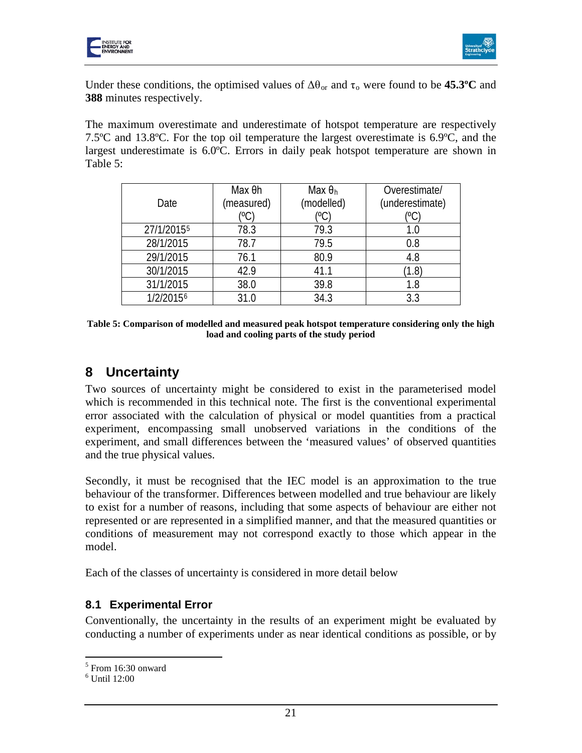Under these conditions, the optimised values of $\Delta\theta_{or}$ and $\tau_o$ were found to be **45.3ºC** and **388** minutes respectively.

The maximum overestimate and underestimate of hotspot temperature are respectively 7.5ºC and 13.8ºC. For the top oil temperature the largest overestimate is 6.9ºC, and the largest underestimate is 6.0ºC. Errors in daily peak hotspot temperature are shown in Table 5:

| Date | Max θh (measured) (ºC) | Max $\theta_h$ (modelled) (ºC) | Overestimate/ (underestimate) (ºC) |
|---|---|---|---|
| 27/1/2015[5] | 78.3 | 79.3 | 1.0 |
| 28/1/2015 | 78.7 | 79.5 | 0.8 |
| 29/1/2015 | 76.1 | 80.9 | 4.8 |
| 30/1/2015 | 42.9 | 41.1 | (1.8) |
| 31/1/2015 | 38.0 | 39.8 | 1.8 |
| 1/2/2015[6] | 31.0 | 34.3 | 3.3 |

**Table 5: Comparison of modelled and measured peak hotspot temperature considering only the high load and cooling parts of the study period**

# 8 Uncertainty

Two sources of uncertainty might be considered to exist in the parameterised model which is recommended in this technical note. The first is the conventional experimental error associated with the calculation of physical or model quantities from a practical experiment, encompassing small unobserved variations in the conditions of the experiment, and small differences between the 'measured values' of observed quantities and the true physical values.

Secondly, it must be recognised that the IEC model is an approximation to the true behaviour of the transformer. Differences between modelled and true behaviour are likely to exist for a number of reasons, including that some aspects of behaviour are either not represented or are represented in a simplified manner, and that the measured quantities or conditions of measurement may not correspond exactly to those which appear in the model.

Each of the classes of uncertainty is considered in more detail below

## 8.1 Experimental Error

Conventionally, the uncertainty in the results of an experiment might be evaluated by conducting a number of experiments under as near identical conditions as possible, or by

[5] From 16:30 onward

[6] Until 12:00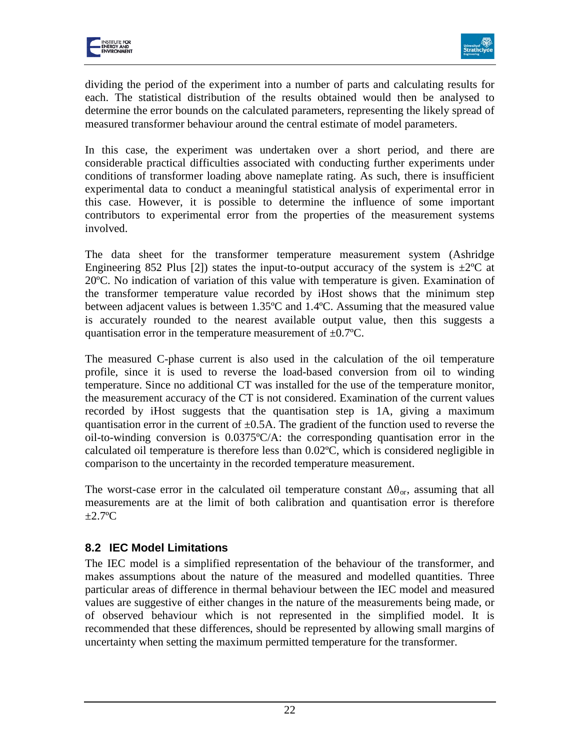dividing the period of the experiment into a number of parts and calculating results for each. The statistical distribution of the results obtained would then be analysed to determine the error bounds on the calculated parameters, representing the likely spread of measured transformer behaviour around the central estimate of model parameters.

In this case, the experiment was undertaken over a short period, and there are considerable practical difficulties associated with conducting further experiments under conditions of transformer loading above nameplate rating. As such, there is insufficient experimental data to conduct a meaningful statistical analysis of experimental error in this case. However, it is possible to determine the influence of some important contributors to experimental error from the properties of the measurement systems involved.

The data sheet for the transformer temperature measurement system (Ashridge Engineering 852 Plus [2]) states the input-to-output accuracy of the system is ±2ºC at 20ºC. No indication of variation of this value with temperature is given. Examination of the transformer temperature value recorded by iHost shows that the minimum step between adjacent values is between 1.35ºC and 1.4ºC. Assuming that the measured value is accurately rounded to the nearest available output value, then this suggests a quantisation error in the temperature measurement of ±0.7ºC.

The measured C-phase current is also used in the calculation of the oil temperature profile, since it is used to reverse the load-based conversion from oil to winding temperature. Since no additional CT was installed for the use of the temperature monitor, the measurement accuracy of the CT is not considered. Examination of the current values recorded by iHost suggests that the quantisation step is 1A, giving a maximum quantisation error in the current of ±0.5A. The gradient of the function used to reverse the oil-to-winding conversion is 0.0375ºC/A: the corresponding quantisation error in the calculated oil temperature is therefore less than 0.02ºC, which is considered negligible in comparison to the uncertainty in the recorded temperature measurement.

The worst-case error in the calculated oil temperature constant $\Delta\theta_{or}$, assuming that all measurements are at the limit of both calibration and quantisation error is therefore ±2.7ºC

## 8.2 IEC Model Limitations

The IEC model is a simplified representation of the behaviour of the transformer, and makes assumptions about the nature of the measured and modelled quantities. Three particular areas of difference in thermal behaviour between the IEC model and measured values are suggestive of either changes in the nature of the measurements being made, or of observed behaviour which is not represented in the simplified model. It is recommended that these differences, should be represented by allowing small margins of uncertainty when setting the maximum permitted temperature for the transformer.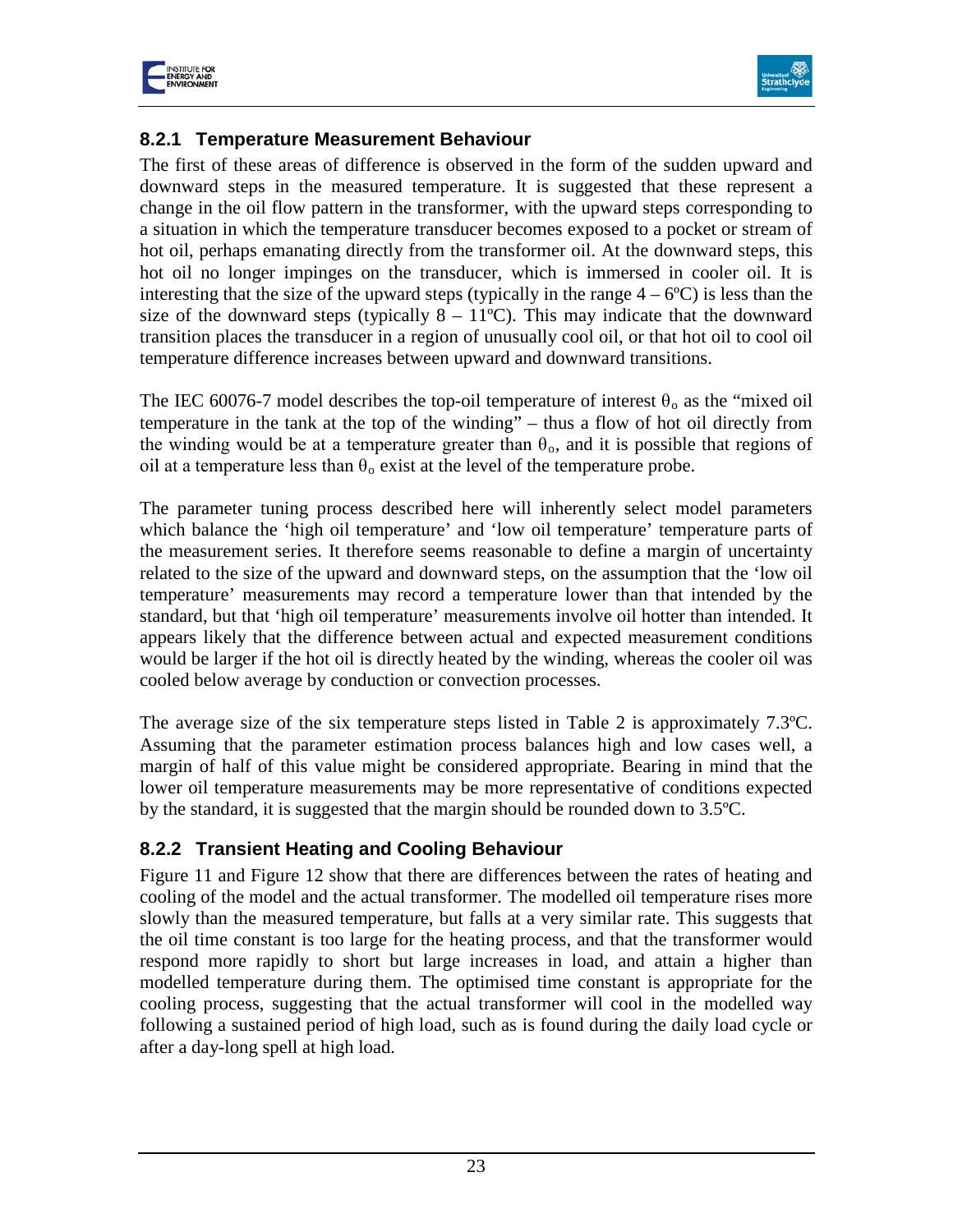### 8.2.1 Temperature Measurement Behaviour

The first of these areas of difference is observed in the form of the sudden upward and downward steps in the measured temperature. It is suggested that these represent a change in the oil flow pattern in the transformer, with the upward steps corresponding to a situation in which the temperature transducer becomes exposed to a pocket or stream of hot oil, perhaps emanating directly from the transformer oil. At the downward steps, this hot oil no longer impinges on the transducer, which is immersed in cooler oil. It is interesting that the size of the upward steps (typically in the range 4 – 6ºC) is less than the size of the downward steps (typically 8 – 11ºC). This may indicate that the downward transition places the transducer in a region of unusually cool oil, or that hot oil to cool oil temperature difference increases between upward and downward transitions.

The IEC 60076-7 model describes the top-oil temperature of interest $\theta_o$ as the "mixed oil temperature in the tank at the top of the winding" – thus a flow of hot oil directly from the winding would be at a temperature greater than $\theta_o$, and it is possible that regions of oil at a temperature less than $\theta_o$ exist at the level of the temperature probe.

The parameter tuning process described here will inherently select model parameters which balance the 'high oil temperature' and 'low oil temperature' temperature parts of the measurement series. It therefore seems reasonable to define a margin of uncertainty related to the size of the upward and downward steps, on the assumption that the 'low oil temperature' measurements may record a temperature lower than that intended by the standard, but that 'high oil temperature' measurements involve oil hotter than intended. It appears likely that the difference between actual and expected measurement conditions would be larger if the hot oil is directly heated by the winding, whereas the cooler oil was cooled below average by conduction or convection processes.

The average size of the six temperature steps listed in Table 2 is approximately 7.3ºC. Assuming that the parameter estimation process balances high and low cases well, a margin of half of this value might be considered appropriate. Bearing in mind that the lower oil temperature measurements may be more representative of conditions expected by the standard, it is suggested that the margin should be rounded down to 3.5ºC.

### 8.2.2 Transient Heating and Cooling Behaviour

Figure 11 and Figure 12 show that there are differences between the rates of heating and cooling of the model and the actual transformer. The modelled oil temperature rises more slowly than the measured temperature, but falls at a very similar rate. This suggests that the oil time constant is too large for the heating process, and that the transformer would respond more rapidly to short but large increases in load, and attain a higher than modelled temperature during them. The optimised time constant is appropriate for the cooling process, suggesting that the actual transformer will cool in the modelled way following a sustained period of high load, such as is found during the daily load cycle or after a day-long spell at high load.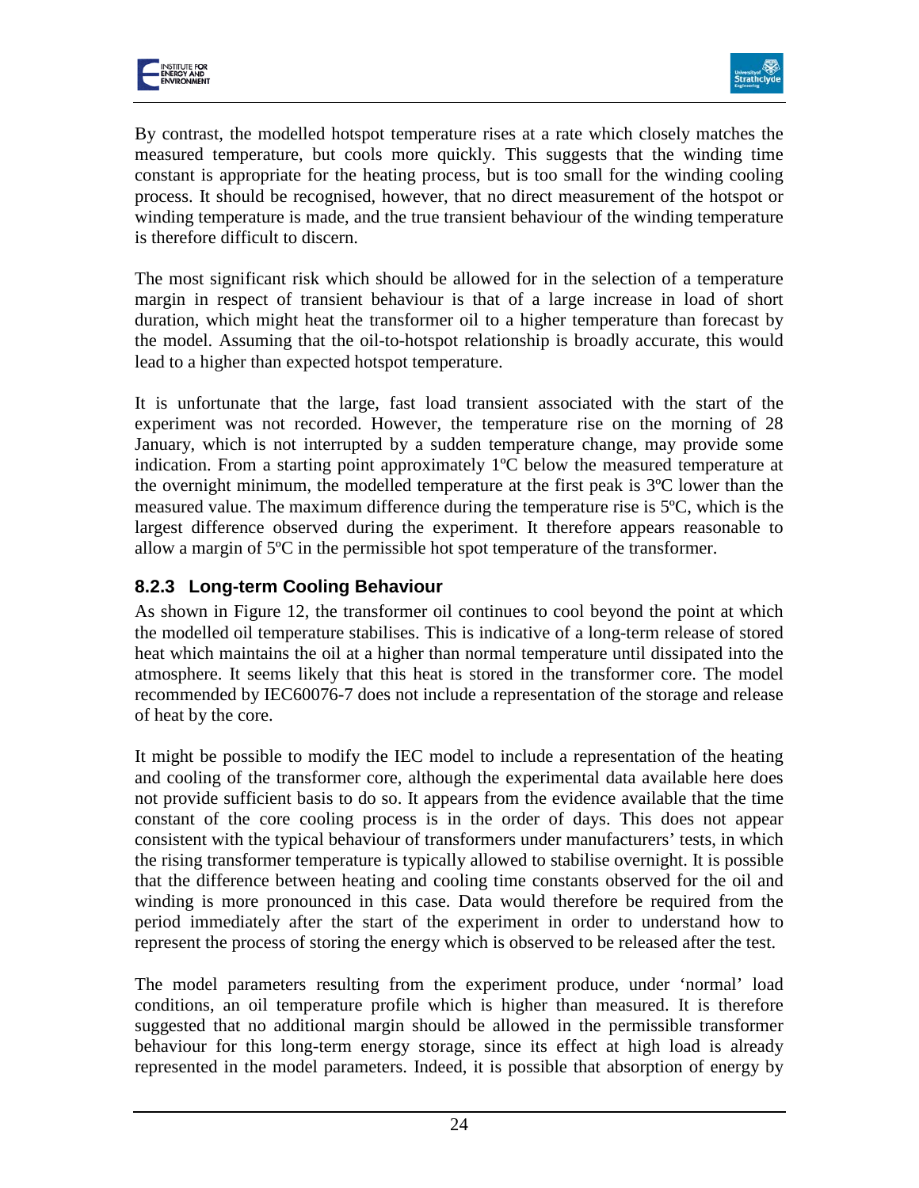By contrast, the modelled hotspot temperature rises at a rate which closely matches the measured temperature, but cools more quickly. This suggests that the winding time constant is appropriate for the heating process, but is too small for the winding cooling process. It should be recognised, however, that no direct measurement of the hotspot or winding temperature is made, and the true transient behaviour of the winding temperature is therefore difficult to discern.

The most significant risk which should be allowed for in the selection of a temperature margin in respect of transient behaviour is that of a large increase in load of short duration, which might heat the transformer oil to a higher temperature than forecast by the model. Assuming that the oil-to-hotspot relationship is broadly accurate, this would lead to a higher than expected hotspot temperature.

It is unfortunate that the large, fast load transient associated with the start of the experiment was not recorded. However, the temperature rise on the morning of 28 January, which is not interrupted by a sudden temperature change, may provide some indication. From a starting point approximately 1ºC below the measured temperature at the overnight minimum, the modelled temperature at the first peak is 3ºC lower than the measured value. The maximum difference during the temperature rise is 5ºC, which is the largest difference observed during the experiment. It therefore appears reasonable to allow a margin of 5ºC in the permissible hot spot temperature of the transformer.

### 8.2.3 Long-term Cooling Behaviour

As shown in Figure 12, the transformer oil continues to cool beyond the point at which the modelled oil temperature stabilises. This is indicative of a long-term release of stored heat which maintains the oil at a higher than normal temperature until dissipated into the atmosphere. It seems likely that this heat is stored in the transformer core. The model recommended by IEC60076-7 does not include a representation of the storage and release of heat by the core.

It might be possible to modify the IEC model to include a representation of the heating and cooling of the transformer core, although the experimental data available here does not provide sufficient basis to do so. It appears from the evidence available that the time constant of the core cooling process is in the order of days. This does not appear consistent with the typical behaviour of transformers under manufacturers' tests, in which the rising transformer temperature is typically allowed to stabilise overnight. It is possible that the difference between heating and cooling time constants observed for the oil and winding is more pronounced in this case. Data would therefore be required from the period immediately after the start of the experiment in order to understand how to represent the process of storing the energy which is observed to be released after the test.

The model parameters resulting from the experiment produce, under 'normal' load conditions, an oil temperature profile which is higher than measured. It is therefore suggested that no additional margin should be allowed in the permissible transformer behaviour for this long-term energy storage, since its effect at high load is already represented in the model parameters. Indeed, it is possible that absorption of energy by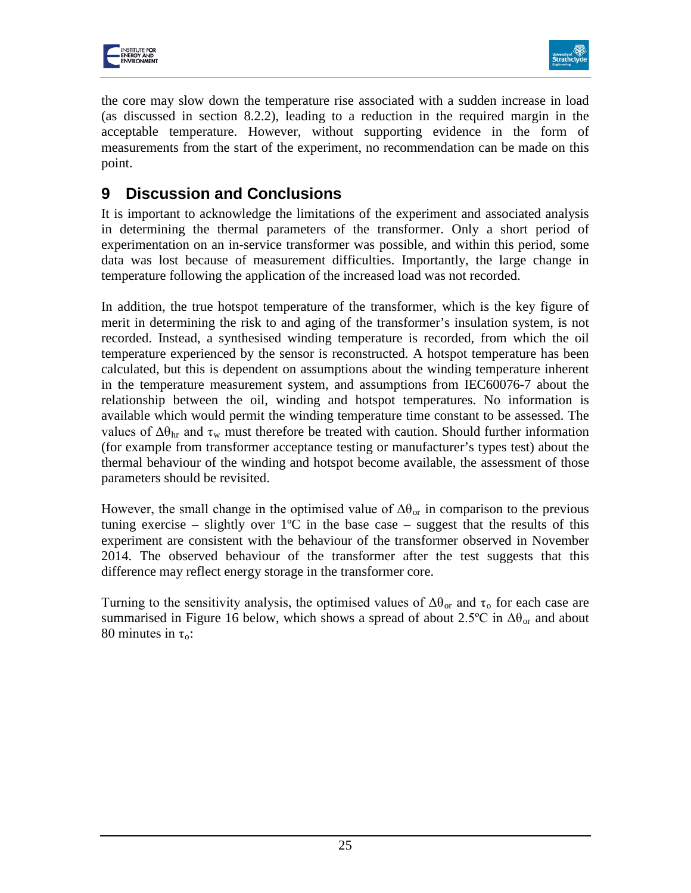the core may slow down the temperature rise associated with a sudden increase in load (as discussed in section 8.2.2), leading to a reduction in the required margin in the acceptable temperature. However, without supporting evidence in the form of measurements from the start of the experiment, no recommendation can be made on this point.

# 9 Discussion and Conclusions

It is important to acknowledge the limitations of the experiment and associated analysis in determining the thermal parameters of the transformer. Only a short period of experimentation on an in-service transformer was possible, and within this period, some data was lost because of measurement difficulties. Importantly, the large change in temperature following the application of the increased load was not recorded.

In addition, the true hotspot temperature of the transformer, which is the key figure of merit in determining the risk to and aging of the transformer's insulation system, is not recorded. Instead, a synthesised winding temperature is recorded, from which the oil temperature experienced by the sensor is reconstructed. A hotspot temperature has been calculated, but this is dependent on assumptions about the winding temperature inherent in the temperature measurement system, and assumptions from IEC60076-7 about the relationship between the oil, winding and hotspot temperatures. No information is available which would permit the winding temperature time constant to be assessed. The values of $\Delta\theta_{hr}$ and $\tau_w$ must therefore be treated with caution. Should further information (for example from transformer acceptance testing or manufacturer's types test) about the thermal behaviour of the winding and hotspot become available, the assessment of those parameters should be revisited.

However, the small change in the optimised value of $\Delta\theta_{or}$ in comparison to the previous tuning exercise – slightly over 1ºC in the base case – suggest that the results of this experiment are consistent with the behaviour of the transformer observed in November 2014. The observed behaviour of the transformer after the test suggests that this difference may reflect energy storage in the transformer core.

Turning to the sensitivity analysis, the optimised values of $\Delta\theta_{or}$ and $\tau_o$ for each case are summarised in Figure 16 below, which shows a spread of about 2.5ºC in $\Delta\theta_{or}$ and about 80 minutes in $\tau_o$: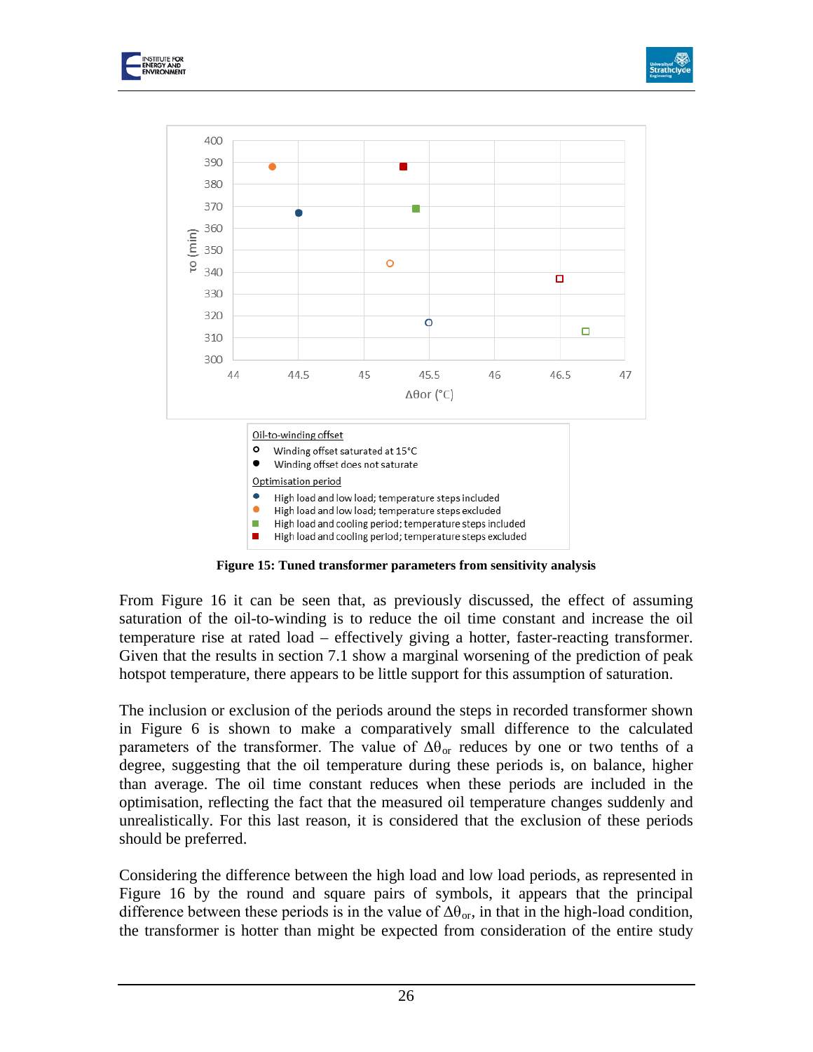Figure 15: Tuned transformer parameters from sensitivity analysis

From Figure 16 it can be seen that, as previously discussed, the effect of assuming saturation of the oil-to-winding is to reduce the oil time constant and increase the oil temperature rise at rated load – effectively giving a hotter, faster-reacting transformer. Given that the results in section 7.1 show a marginal worsening of the prediction of peak hotspot temperature, there appears to be little support for this assumption of saturation.

The inclusion or exclusion of the periods around the steps in recorded transformer shown in Figure 6 is shown to make a comparatively small difference to the calculated parameters of the transformer. The value of $\Delta\theta_{or}$ reduces by one or two tenths of a degree, suggesting that the oil temperature during these periods is, on balance, higher than average. The oil time constant reduces when these periods are included in the optimisation, reflecting the fact that the measured oil temperature changes suddenly and unrealistically. For this last reason, it is considered that the exclusion of these periods should be preferred.

Considering the difference between the high load and low load periods, as represented in Figure 16 by the round and square pairs of symbols, it appears that the principal difference between these periods is in the value of $\Delta\theta_{or}$, in that in the high-load condition, the transformer is hotter than might be expected from consideration of the entire study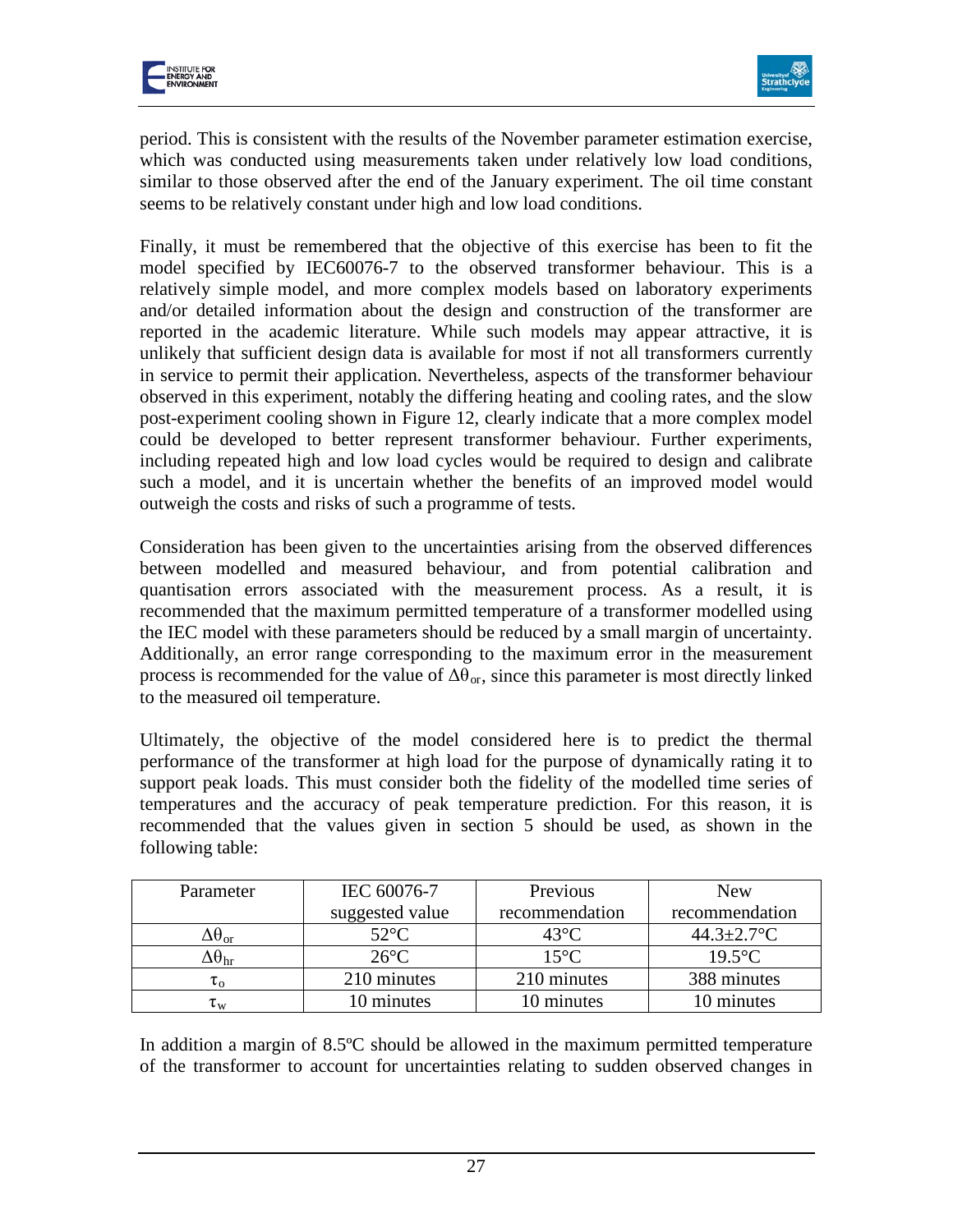period. This is consistent with the results of the November parameter estimation exercise, which was conducted using measurements taken under relatively low load conditions, similar to those observed after the end of the January experiment. The oil time constant seems to be relatively constant under high and low load conditions.

Finally, it must be remembered that the objective of this exercise has been to fit the model specified by IEC60076-7 to the observed transformer behaviour. This is a relatively simple model, and more complex models based on laboratory experiments and/or detailed information about the design and construction of the transformer are reported in the academic literature. While such models may appear attractive, it is unlikely that sufficient design data is available for most if not all transformers currently in service to permit their application. Nevertheless, aspects of the transformer behaviour observed in this experiment, notably the differing heating and cooling rates, and the slow post-experiment cooling shown in Figure 12, clearly indicate that a more complex model could be developed to better represent transformer behaviour. Further experiments, including repeated high and low load cycles would be required to design and calibrate such a model, and it is uncertain whether the benefits of an improved model would outweigh the costs and risks of such a programme of tests.

Consideration has been given to the uncertainties arising from the observed differences between modelled and measured behaviour, and from potential calibration and quantisation errors associated with the measurement process. As a result, it is recommended that the maximum permitted temperature of a transformer modelled using the IEC model with these parameters should be reduced by a small margin of uncertainty. Additionally, an error range corresponding to the maximum error in the measurement process is recommended for the value of $\Delta\theta_{or}$, since this parameter is most directly linked to the measured oil temperature.

Ultimately, the objective of the model considered here is to predict the thermal performance of the transformer at high load for the purpose of dynamically rating it to support peak loads. This must consider both the fidelity of the modelled time series of temperatures and the accuracy of peak temperature prediction. For this reason, it is recommended that the values given in section 5 should be used, as shown in the following table:

| Parameter | IEC 60076-7 suggested value | Previous recommendation | New recommendation |
|---|---|---|---|
| $\Delta\theta_{or}$ | 52°C | 43°C | 44.3±2.7°C |
| $\Delta\theta_{hr}$ | 26°C | 15°C | 19.5°C |
| $\tau_o$ | 210 minutes | 210 minutes | 388 minutes |
| $\tau_w$ | 10 minutes | 10 minutes | 10 minutes |

In addition a margin of 8.5ºC should be allowed in the maximum permitted temperature of the transformer to account for uncertainties relating to sudden observed changes in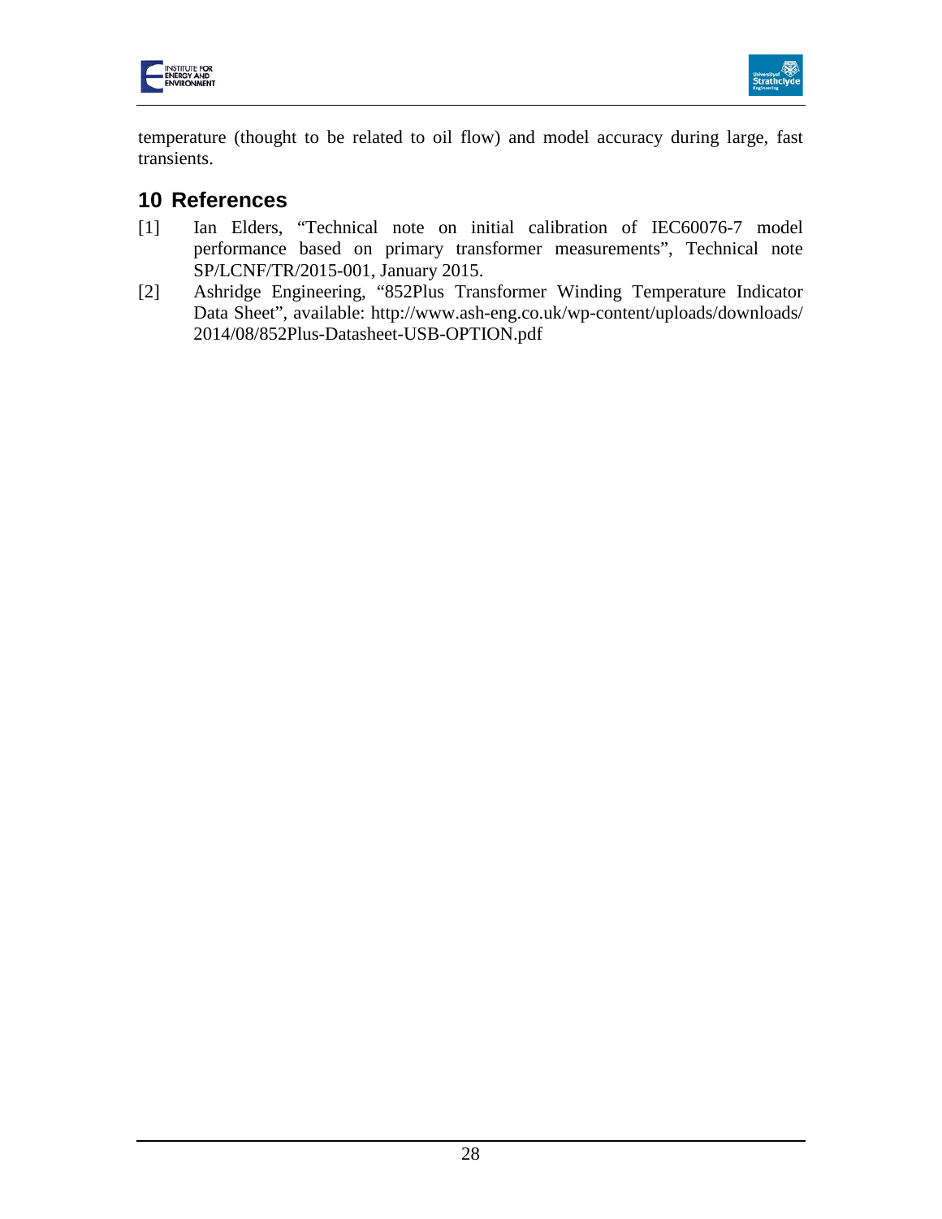temperature (thought to be related to oil flow) and model accuracy during large, fast transients.

# 10 References

[1] Ian Elders, "Technical note on initial calibration of IEC60076-7 model performance based on primary transformer measurements", Technical note SP/LCNF/TR/2015-001, January 2015.

[2] Ashridge Engineering, "852Plus Transformer Winding Temperature Indicator Data Sheet", available: http://www.ash-eng.co.uk/wp-content/uploads/downloads/2014/08/852Plus-Datasheet-USB-OPTION.pdf